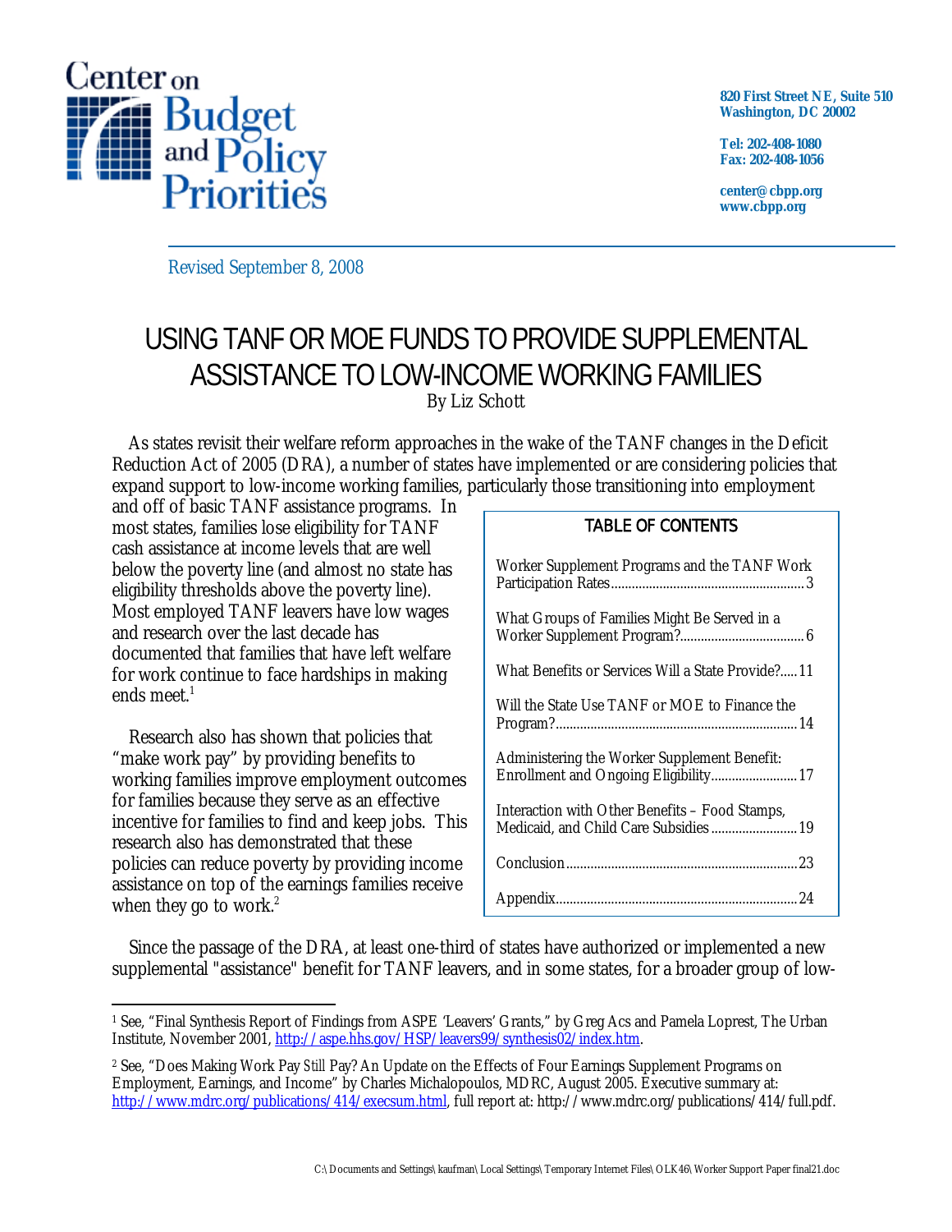Center on Budget and Policy Priorities

820 First Street NE, Suite 510
Washington, DC 20002

Tel: 202-408-1080
Fax: 202-408-1056

center@cbpp.org
www.cbpp.org

Revised September 8, 2008

# USING TANF OR MOE FUNDS TO PROVIDE SUPPLEMENTAL ASSISTANCE TO LOW-INCOME WORKING FAMILIES

By Liz Schott

As states revisit their welfare reform approaches in the wake of the TANF changes in the Deficit Reduction Act of 2005 (DRA), a number of states have implemented or are considering policies that expand support to low-income working families, particularly those transitioning into employment and off of basic TANF assistance programs. In most states, families lose eligibility for TANF cash assistance at income levels that are well below the poverty line (and almost no state has eligibility thresholds above the poverty line). Most employed TANF leavers have low wages and research over the last decade has documented that families that have left welfare for work continue to face hardships in making ends meet.[1]

Research also has shown that policies that "make work pay" by providing benefits to working families improve employment outcomes for families because they serve as an effective incentive for families to find and keep jobs. This research also has demonstrated that these policies can reduce poverty by providing income assistance on top of the earnings families receive when they go to work.[2]

| TABLE OF CONTENTS | |
|---|---|
| Worker Supplement Programs and the TANF Work Participation Rates | 3 |
| What Groups of Families Might Be Served in a Worker Supplement Program? | 6 |
| What Benefits or Services Will a State Provide? | 11 |
| Will the State Use TANF or MOE to Finance the Program? | 14 |
| Administering the Worker Supplement Benefit: Enrollment and Ongoing Eligibility | 17 |
| Interaction with Other Benefits – Food Stamps, Medicaid, and Child Care Subsidies | 19 |
| Conclusion | 23 |
| Appendix | 24 |

Since the passage of the DRA, at least one-third of states have authorized or implemented a new supplemental "assistance" benefit for TANF leavers, and in some states, for a broader group of low-

---

[1] See, "Final Synthesis Report of Findings from ASPE 'Leavers' Grants," by Greg Acs and Pamela Loprest, The Urban Institute, November 2001, http://aspe.hhs.gov/HSP/leavers99/synthesis02/index.htm.

[2] See, "Does Making Work Pay *Still* Pay? An Update on the Effects of Four Earnings Supplement Programs on Employment, Earnings, and Income" by Charles Michalopoulos, MDRC, August 2005. Executive summary at: http://www.mdrc.org/publications/414/execsum.html, full report at: http://www.mdrc.org/publications/414/full.pdf.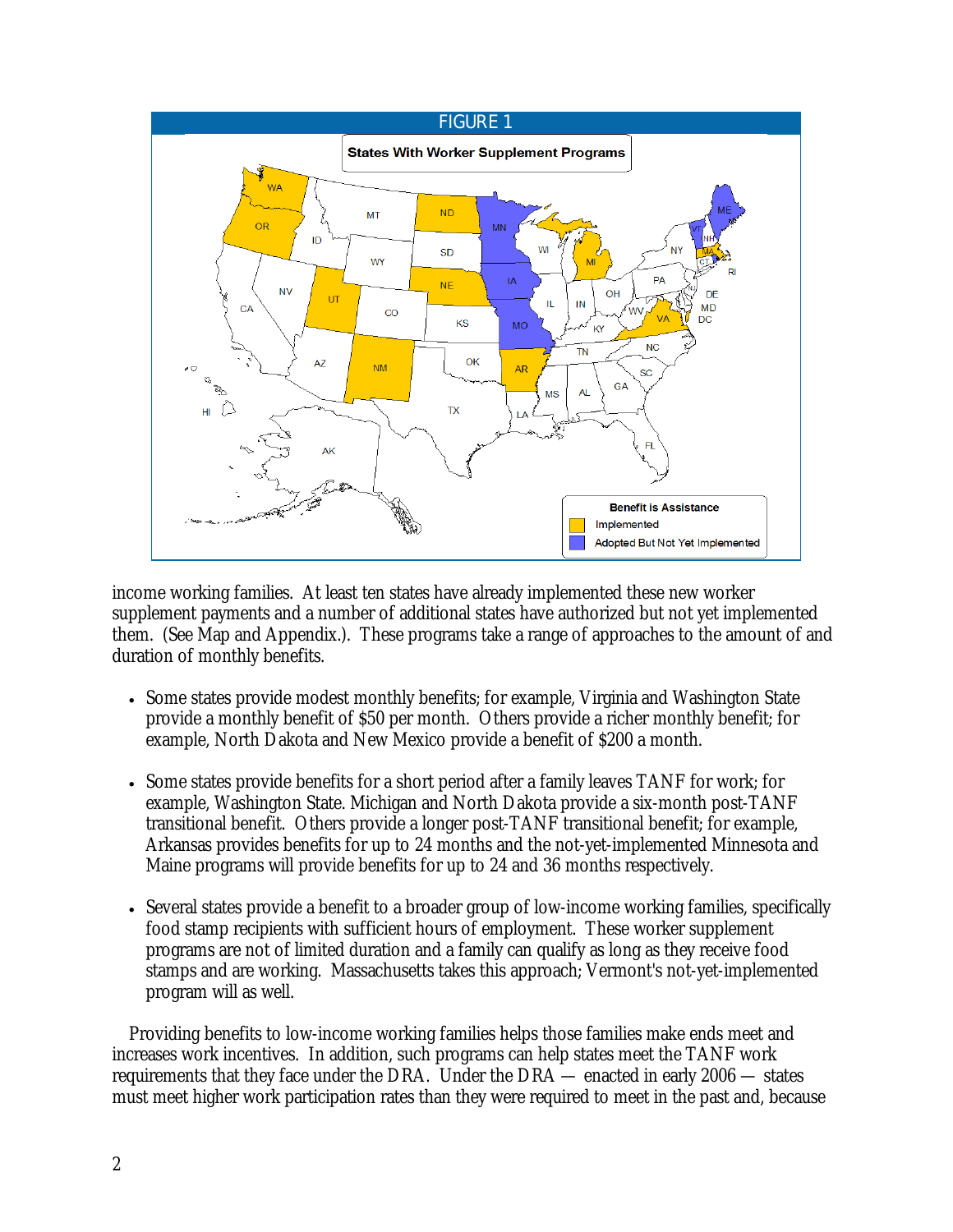FIGURE 1

States With Worker Supplement Programs

income working families. At least ten states have already implemented these new worker supplement payments and a number of additional states have authorized but not yet implemented them. (See Map and Appendix.). These programs take a range of approaches to the amount of and duration of monthly benefits.

- Some states provide modest monthly benefits; for example, Virginia and Washington State provide a monthly benefit of $50 per month. Others provide a richer monthly benefit; for example, North Dakota and New Mexico provide a benefit of $200 a month.

- Some states provide benefits for a short period after a family leaves TANF for work; for example, Washington State. Michigan and North Dakota provide a six-month post-TANF transitional benefit. Others provide a longer post-TANF transitional benefit; for example, Arkansas provides benefits for up to 24 months and the not-yet-implemented Minnesota and Maine programs will provide benefits for up to 24 and 36 months respectively.

- Several states provide a benefit to a broader group of low-income working families, specifically food stamp recipients with sufficient hours of employment. These worker supplement programs are not of limited duration and a family can qualify as long as they receive food stamps and are working. Massachusetts takes this approach; Vermont's not-yet-implemented program will as well.

Providing benefits to low-income working families helps those families make ends meet and increases work incentives. In addition, such programs can help states meet the TANF work requirements that they face under the DRA. Under the DRA — enacted in early 2006 — states must meet higher work participation rates than they were required to meet in the past and, because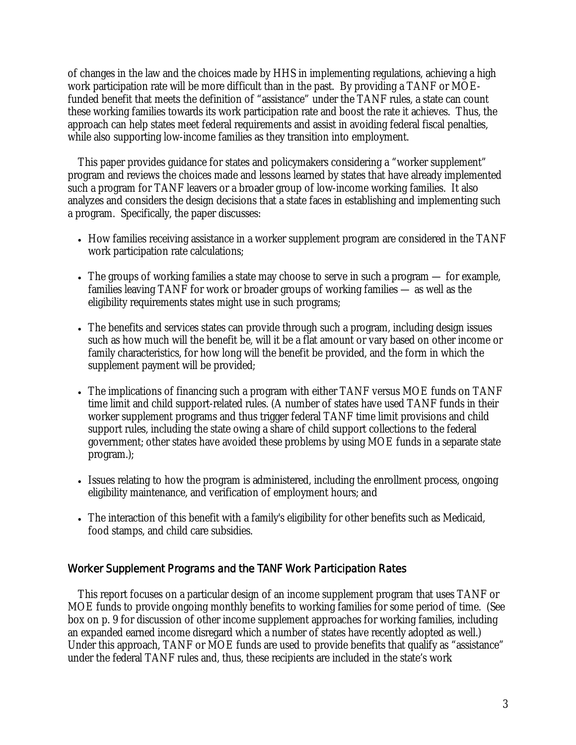of changes in the law and the choices made by HHS in implementing regulations, achieving a high work participation rate will be more difficult than in the past. By providing a TANF or MOE-funded benefit that meets the definition of "assistance" under the TANF rules, a state can count these working families towards its work participation rate and boost the rate it achieves. Thus, the approach can help states meet federal requirements and assist in avoiding federal fiscal penalties, while also supporting low-income families as they transition into employment.

This paper provides guidance for states and policymakers considering a "worker supplement" program and reviews the choices made and lessons learned by states that have already implemented such a program for TANF leavers or a broader group of low-income working families. It also analyzes and considers the design decisions that a state faces in establishing and implementing such a program. Specifically, the paper discusses:

- How families receiving assistance in a worker supplement program are considered in the TANF work participation rate calculations;
- The groups of working families a state may choose to serve in such a program — for example, families leaving TANF for work or broader groups of working families — as well as the eligibility requirements states might use in such programs;
- The benefits and services states can provide through such a program, including design issues such as how much will the benefit be, will it be a flat amount or vary based on other income or family characteristics, for how long will the benefit be provided, and the form in which the supplement payment will be provided;
- The implications of financing such a program with either TANF versus MOE funds on TANF time limit and child support-related rules. (A number of states have used TANF funds in their worker supplement programs and thus trigger federal TANF time limit provisions and child support rules, including the state owing a share of child support collections to the federal government; other states have avoided these problems by using MOE funds in a separate state program.);
- Issues relating to how the program is administered, including the enrollment process, ongoing eligibility maintenance, and verification of employment hours; and
- The interaction of this benefit with a family's eligibility for other benefits such as Medicaid, food stamps, and child care subsidies.

## Worker Supplement Programs and the TANF Work Participation Rates

This report focuses on a particular design of an income supplement program that uses TANF or MOE funds to provide ongoing monthly benefits to working families for some period of time. (See box on p. 9 for discussion of other income supplement approaches for working families, including an expanded earned income disregard which a number of states have recently adopted as well.) Under this approach, TANF or MOE funds are used to provide benefits that qualify as "assistance" under the federal TANF rules and, thus, these recipients are included in the state's work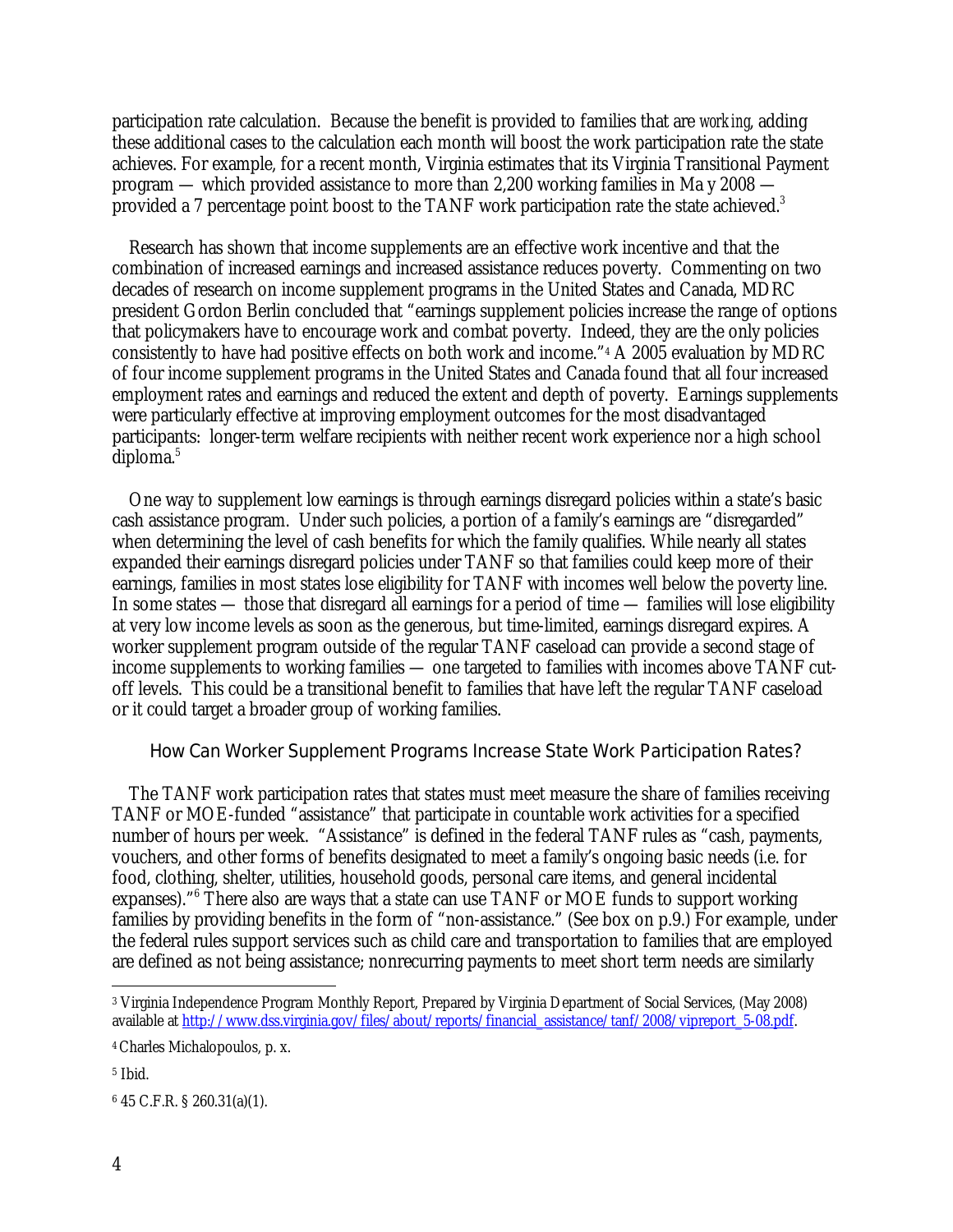participation rate calculation. Because the benefit is provided to families that are *working*, adding these additional cases to the calculation each month will boost the work participation rate the state achieves. For example, for a recent month, Virginia estimates that its Virginia Transitional Payment program — which provided assistance to more than 2,200 working families in May 2008 — provided a 7 percentage point boost to the TANF work participation rate the state achieved.[3]

Research has shown that income supplements are an effective work incentive and that the combination of increased earnings and increased assistance reduces poverty. Commenting on two decades of research on income supplement programs in the United States and Canada, MDRC president Gordon Berlin concluded that "earnings supplement policies increase the range of options that policymakers have to encourage work and combat poverty. Indeed, they are the only policies consistently to have had positive effects on both work and income."[4] A 2005 evaluation by MDRC of four income supplement programs in the United States and Canada found that all four increased employment rates and earnings and reduced the extent and depth of poverty. Earnings supplements were particularly effective at improving employment outcomes for the most disadvantaged participants: longer-term welfare recipients with neither recent work experience nor a high school diploma.[5]

One way to supplement low earnings is through earnings disregard policies within a state's basic cash assistance program. Under such policies, a portion of a family's earnings are "disregarded" when determining the level of cash benefits for which the family qualifies. While nearly all states expanded their earnings disregard policies under TANF so that families could keep more of their earnings, families in most states lose eligibility for TANF with incomes well below the poverty line. In some states — those that disregard all earnings for a period of time — families will lose eligibility at very low income levels as soon as the generous, but time-limited, earnings disregard expires. A worker supplement program outside of the regular TANF caseload can provide a second stage of income supplements to working families — one targeted to families with incomes above TANF cut-off levels. This could be a transitional benefit to families that have left the regular TANF caseload or it could target a broader group of working families.

### How Can Worker Supplement Programs Increase State Work Participation Rates?

The TANF work participation rates that states must meet measure the share of families receiving TANF or MOE-funded "assistance" that participate in countable work activities for a specified number of hours per week. "Assistance" is defined in the federal TANF rules as "cash, payments, vouchers, and other forms of benefits designated to meet a family's ongoing basic needs (i.e. for food, clothing, shelter, utilities, household goods, personal care items, and general incidental expanses)."[6] There also are ways that a state can use TANF or MOE funds to support working families by providing benefits in the form of "non-assistance." (See box on p.9.) For example, under the federal rules support services such as child care and transportation to families that are employed are defined as not being assistance; nonrecurring payments to meet short term needs are similarly

---

[3] Virginia Independence Program Monthly Report, Prepared by Virginia Department of Social Services, (May 2008) available at [http://www.dss.virginia.gov/files/about/reports/financial_assistance/tanf/2008/vipreport_5-08.pdf](http://www.dss.virginia.gov/files/about/reports/financial_assistance/tanf/2008/vipreport_5-08.pdf).

[4] Charles Michalopoulos, p. x.

[5] Ibid.

[6] 45 C.F.R. § 260.31(a)(1).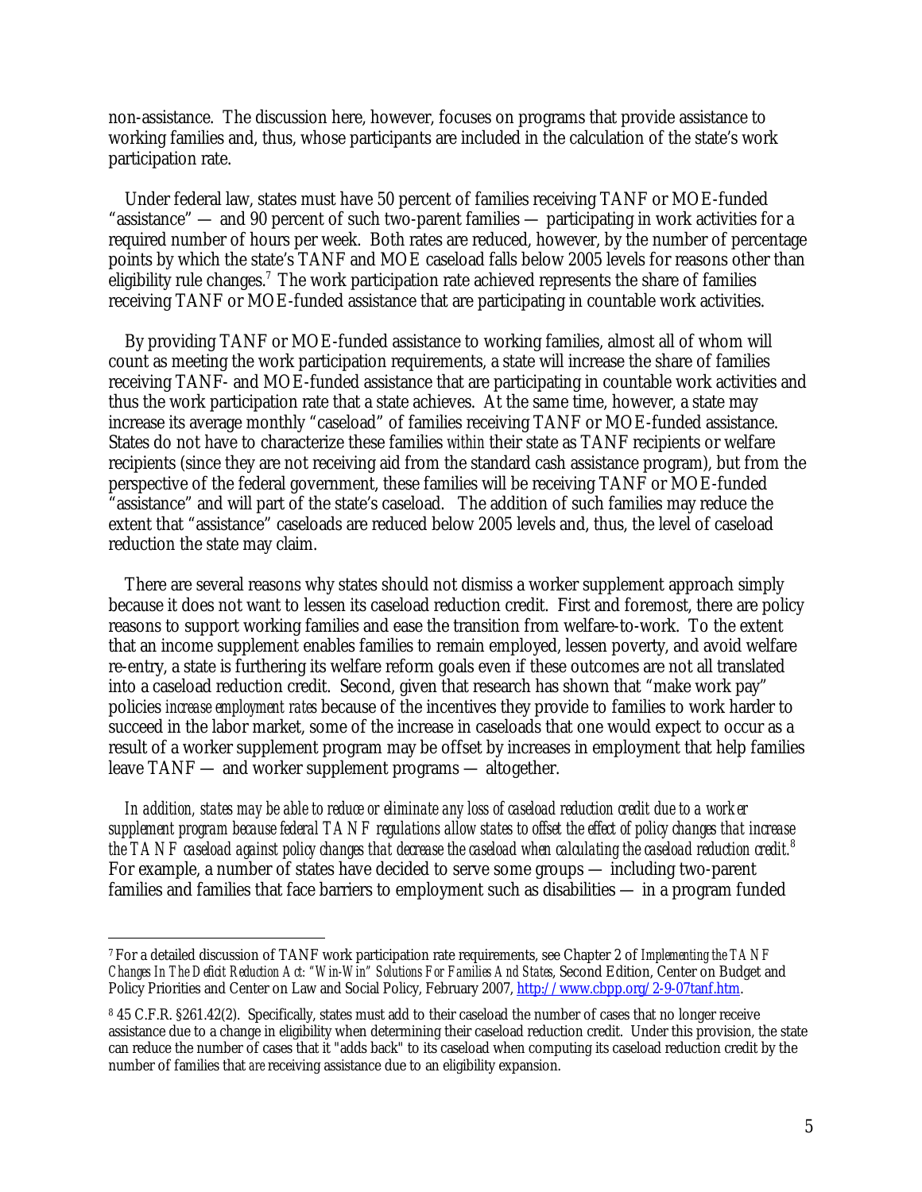non-assistance. The discussion here, however, focuses on programs that provide assistance to working families and, thus, whose participants are included in the calculation of the state's work participation rate.

Under federal law, states must have 50 percent of families receiving TANF or MOE-funded "assistance" — and 90 percent of such two-parent families — participating in work activities for a required number of hours per week. Both rates are reduced, however, by the number of percentage points by which the state's TANF and MOE caseload falls below 2005 levels for reasons other than eligibility rule changes.[7] The work participation rate achieved represents the share of families receiving TANF or MOE-funded assistance that are participating in countable work activities.

By providing TANF or MOE-funded assistance to working families, almost all of whom will count as meeting the work participation requirements, a state will increase the share of families receiving TANF- and MOE-funded assistance that are participating in countable work activities and thus the work participation rate that a state achieves. At the same time, however, a state may increase its average monthly "caseload" of families receiving TANF or MOE-funded assistance. States do not have to characterize these families *within* their state as TANF recipients or welfare recipients (since they are not receiving aid from the standard cash assistance program), but from the perspective of the federal government, these families will be receiving TANF or MOE-funded "assistance" and will part of the state's caseload. The addition of such families may reduce the extent that "assistance" caseloads are reduced below 2005 levels and, thus, the level of caseload reduction the state may claim.

There are several reasons why states should not dismiss a worker supplement approach simply because it does not want to lessen its caseload reduction credit. First and foremost, there are policy reasons to support working families and ease the transition from welfare-to-work. To the extent that an income supplement enables families to remain employed, lessen poverty, and avoid welfare re-entry, a state is furthering its welfare reform goals even if these outcomes are not all translated into a caseload reduction credit. Second, given that research has shown that "make work pay" policies *increase employment rates* because of the incentives they provide to families to work harder to succeed in the labor market, some of the increase in caseloads that one would expect to occur as a result of a worker supplement program may be offset by increases in employment that help families leave TANF — and worker supplement programs — altogether.

*In addition, states may be able to reduce or eliminate any loss of caseload reduction credit due to a worker supplement program because federal TANF regulations allow states to offset the effect of policy changes that increase the TANF caseload against policy changes that decrease the caseload when calculating the caseload reduction credit.*[8] For example, a number of states have decided to serve some groups — including two-parent families and families that face barriers to employment such as disabilities — in a program funded

---

[7] For a detailed discussion of TANF work participation rate requirements, see Chapter 2 of *Implementing the TANF Changes In The Deficit Reduction Act: "Win-Win" Solutions For Families And States*, Second Edition, Center on Budget and Policy Priorities and Center on Law and Social Policy, February 2007, http://www.cbpp.org/2-9-07tanf.htm.

[8] 45 C.F.R. §261.42(2). Specifically, states must add to their caseload the number of cases that no longer receive assistance due to a change in eligibility when determining their caseload reduction credit. Under this provision, the state can reduce the number of cases that it "adds back" to its caseload when computing its caseload reduction credit by the number of families that *are* receiving assistance due to an eligibility expansion.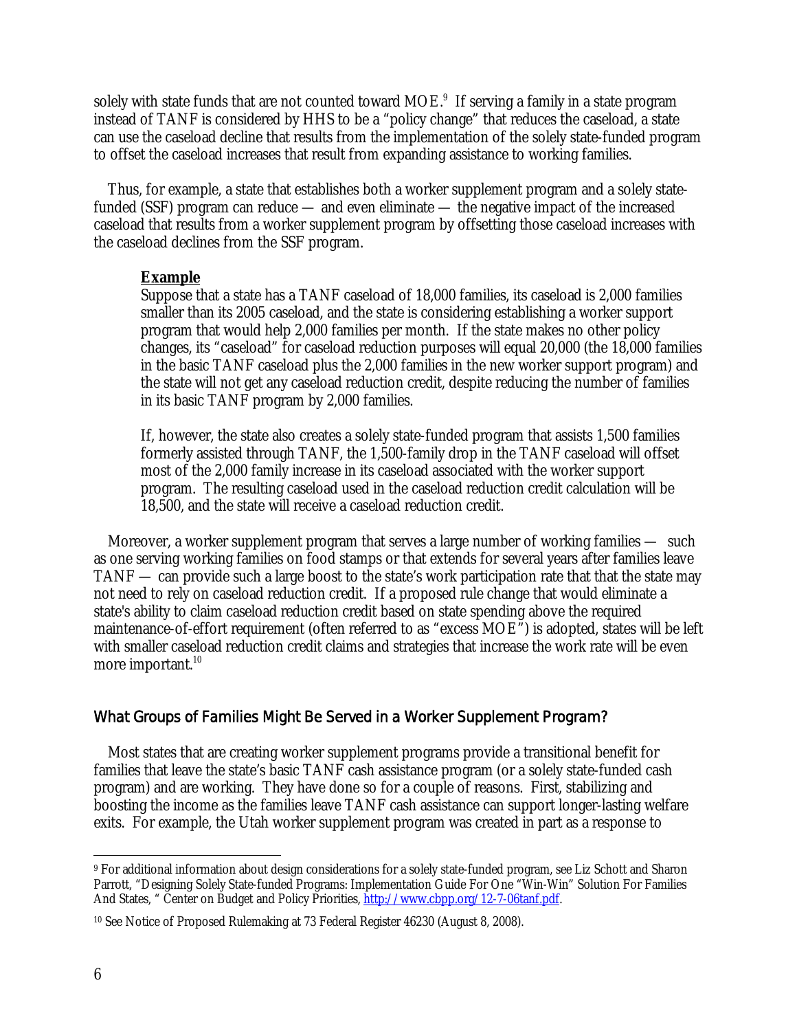solely with state funds that are not counted toward MOE.[9] If serving a family in a state program instead of TANF is considered by HHS to be a "policy change" that reduces the caseload, a state can use the caseload decline that results from the implementation of the solely state-funded program to offset the caseload increases that result from expanding assistance to working families.

Thus, for example, a state that establishes both a worker supplement program and a solely state-funded (SSF) program can reduce — and even eliminate — the negative impact of the increased caseload that results from a worker supplement program by offsetting those caseload increases with the caseload declines from the SSF program.

> **Example**
>
> Suppose that a state has a TANF caseload of 18,000 families, its caseload is 2,000 families smaller than its 2005 caseload, and the state is considering establishing a worker support program that would help 2,000 families per month. If the state makes no other policy changes, its "caseload" for caseload reduction purposes will equal 20,000 (the 18,000 families in the basic TANF caseload plus the 2,000 families in the new worker support program) and the state will not get any caseload reduction credit, despite reducing the number of families in its basic TANF program by 2,000 families.
>
> If, however, the state also creates a solely state-funded program that assists 1,500 families formerly assisted through TANF, the 1,500-family drop in the TANF caseload will offset most of the 2,000 family increase in its caseload associated with the worker support program. The resulting caseload used in the caseload reduction credit calculation will be 18,500, and the state will receive a caseload reduction credit.

Moreover, a worker supplement program that serves a large number of working families — such as one serving working families on food stamps or that extends for several years after families leave TANF — can provide such a large boost to the state's work participation rate that that the state may not need to rely on caseload reduction credit. If a proposed rule change that would eliminate a state's ability to claim caseload reduction credit based on state spending above the required maintenance-of-effort requirement (often referred to as "excess MOE") is adopted, states will be left with smaller caseload reduction credit claims and strategies that increase the work rate will be even more important.[10]

## What Groups of Families Might Be Served in a Worker Supplement Program?

Most states that are creating worker supplement programs provide a transitional benefit for families that leave the state's basic TANF cash assistance program (or a solely state-funded cash program) and are working. They have done so for a couple of reasons. First, stabilizing and boosting the income as the families leave TANF cash assistance can support longer-lasting welfare exits. For example, the Utah worker supplement program was created in part as a response to

---

[9] For additional information about design considerations for a solely state-funded program, see Liz Schott and Sharon Parrott, "Designing Solely State-funded Programs: Implementation Guide For One "Win-Win" Solution For Families And States, " Center on Budget and Policy Priorities, http://www.cbpp.org/12-7-06tanf.pdf.

[10] See Notice of Proposed Rulemaking at 73 Federal Register 46230 (August 8, 2008).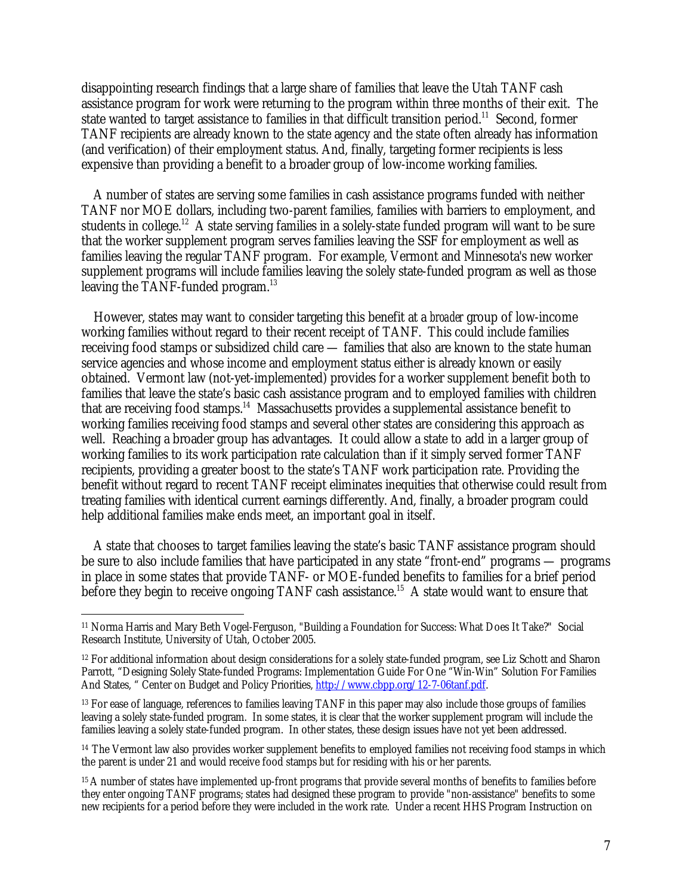disappointing research findings that a large share of families that leave the Utah TANF cash assistance program for work were returning to the program within three months of their exit. The state wanted to target assistance to families in that difficult transition period.[11] Second, former TANF recipients are already known to the state agency and the state often already has information (and verification) of their employment status. And, finally, targeting former recipients is less expensive than providing a benefit to a broader group of low-income working families.

A number of states are serving some families in cash assistance programs funded with neither TANF nor MOE dollars, including two-parent families, families with barriers to employment, and students in college.[12] A state serving families in a solely-state funded program will want to be sure that the worker supplement program serves families leaving the SSF for employment as well as families leaving the regular TANF program. For example, Vermont and Minnesota's new worker supplement programs will include families leaving the solely state-funded program as well as those leaving the TANF-funded program.[13]

However, states may want to consider targeting this benefit at a *broader* group of low-income working families without regard to their recent receipt of TANF. This could include families receiving food stamps or subsidized child care — families that also are known to the state human service agencies and whose income and employment status either is already known or easily obtained. Vermont law (not-yet-implemented) provides for a worker supplement benefit both to families that leave the state's basic cash assistance program and to employed families with children that are receiving food stamps.[14] Massachusetts provides a supplemental assistance benefit to working families receiving food stamps and several other states are considering this approach as well. Reaching a broader group has advantages. It could allow a state to add in a larger group of working families to its work participation rate calculation than if it simply served former TANF recipients, providing a greater boost to the state's TANF work participation rate. Providing the benefit without regard to recent TANF receipt eliminates inequities that otherwise could result from treating families with identical current earnings differently. And, finally, a broader program could help additional families make ends meet, an important goal in itself.

A state that chooses to target families leaving the state's basic TANF assistance program should be sure to also include families that have participated in any state "front-end" programs — programs in place in some states that provide TANF- or MOE-funded benefits to families for a brief period before they begin to receive ongoing TANF cash assistance.[15] A state would want to ensure that

---

[11] Norma Harris and Mary Beth Vogel-Ferguson, "Building a Foundation for Success: What Does It Take?" Social Research Institute, University of Utah, October 2005.

[12] For additional information about design considerations for a solely state-funded program, see Liz Schott and Sharon Parrott, "Designing Solely State-funded Programs: Implementation Guide For One "Win-Win" Solution For Families And States, " Center on Budget and Policy Priorities, http://www.cbpp.org/12-7-06tanf.pdf.

[13] For ease of language, references to families leaving TANF in this paper may also include those groups of families leaving a solely state-funded program. In some states, it is clear that the worker supplement program will include the families leaving a solely state-funded program. In other states, these design issues have not yet been addressed.

[14] The Vermont law also provides worker supplement benefits to employed families not receiving food stamps in which the parent is under 21 and would receive food stamps but for residing with his or her parents.

[15] A number of states have implemented up-front programs that provide several months of benefits to families before they enter ongoing TANF programs; states had designed these program to provide "non-assistance" benefits to some new recipients for a period before they were included in the work rate. Under a recent HHS Program Instruction on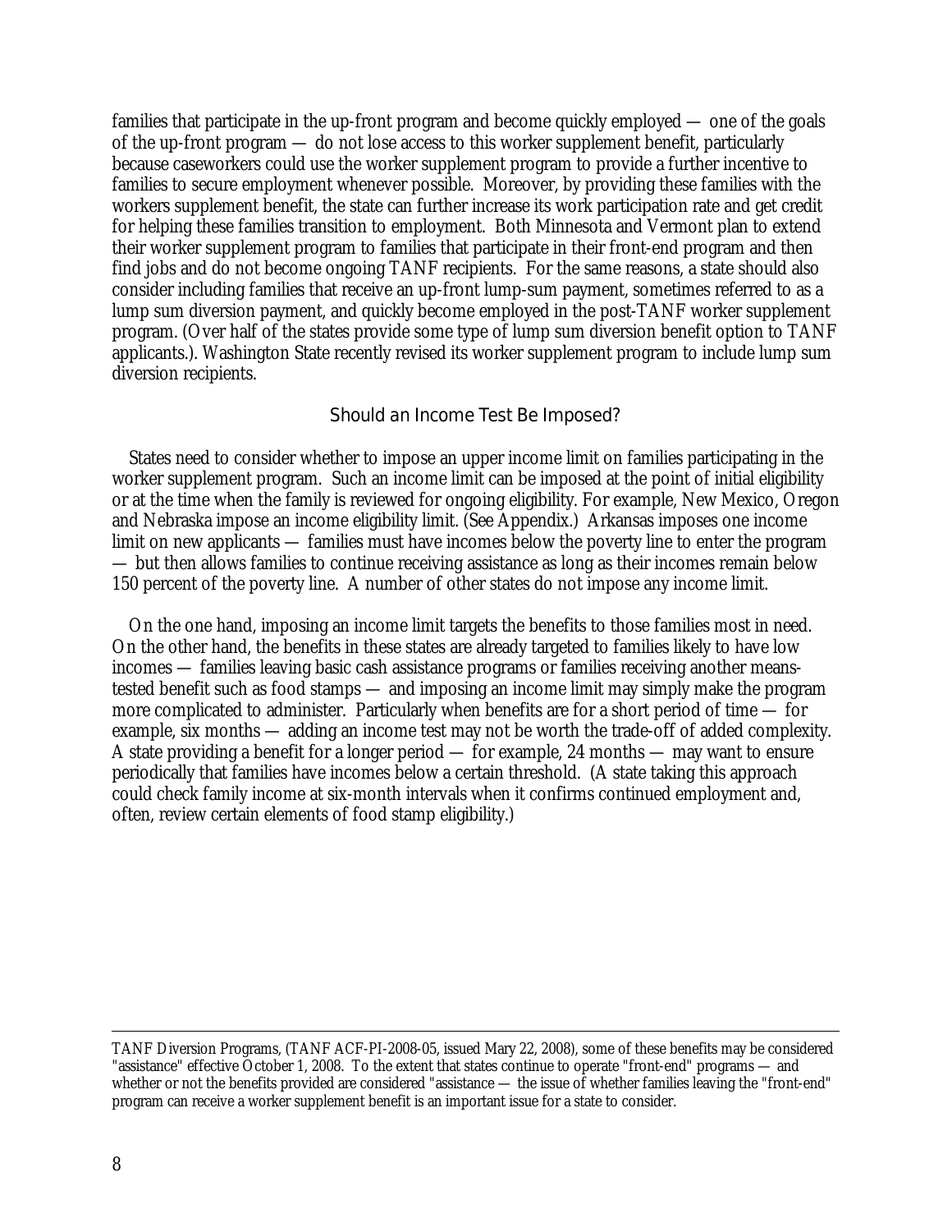families that participate in the up-front program and become quickly employed — one of the goals of the up-front program — do not lose access to this worker supplement benefit, particularly because caseworkers could use the worker supplement program to provide a further incentive to families to secure employment whenever possible. Moreover, by providing these families with the workers supplement benefit, the state can further increase its work participation rate and get credit for helping these families transition to employment. Both Minnesota and Vermont plan to extend their worker supplement program to families that participate in their front-end program and then find jobs and do not become ongoing TANF recipients. For the same reasons, a state should also consider including families that receive an up-front lump-sum payment, sometimes referred to as a lump sum diversion payment, and quickly become employed in the post-TANF worker supplement program. (Over half of the states provide some type of lump sum diversion benefit option to TANF applicants.). Washington State recently revised its worker supplement program to include lump sum diversion recipients.

### Should an Income Test Be Imposed?

States need to consider whether to impose an upper income limit on families participating in the worker supplement program. Such an income limit can be imposed at the point of initial eligibility or at the time when the family is reviewed for ongoing eligibility. For example, New Mexico, Oregon and Nebraska impose an income eligibility limit. (See Appendix.) Arkansas imposes one income limit on new applicants — families must have incomes below the poverty line to enter the program — but then allows families to continue receiving assistance as long as their incomes remain below 150 percent of the poverty line. A number of other states do not impose any income limit.

On the one hand, imposing an income limit targets the benefits to those families most in need. On the other hand, the benefits in these states are already targeted to families likely to have low incomes — families leaving basic cash assistance programs or families receiving another means-tested benefit such as food stamps — and imposing an income limit may simply make the program more complicated to administer. Particularly when benefits are for a short period of time — for example, six months — adding an income test may not be worth the trade-off of added complexity. A state providing a benefit for a longer period — for example, 24 months — may want to ensure periodically that families have incomes below a certain threshold. (A state taking this approach could check family income at six-month intervals when it confirms continued employment and, often, review certain elements of food stamp eligibility.)

---

TANF Diversion Programs, (TANF ACF-PI-2008-05, issued Mary 22, 2008), some of these benefits may be considered "assistance" effective October 1, 2008. To the extent that states continue to operate "front-end" programs — and whether or not the benefits provided are considered "assistance — the issue of whether families leaving the "front-end" program can receive a worker supplement benefit is an important issue for a state to consider.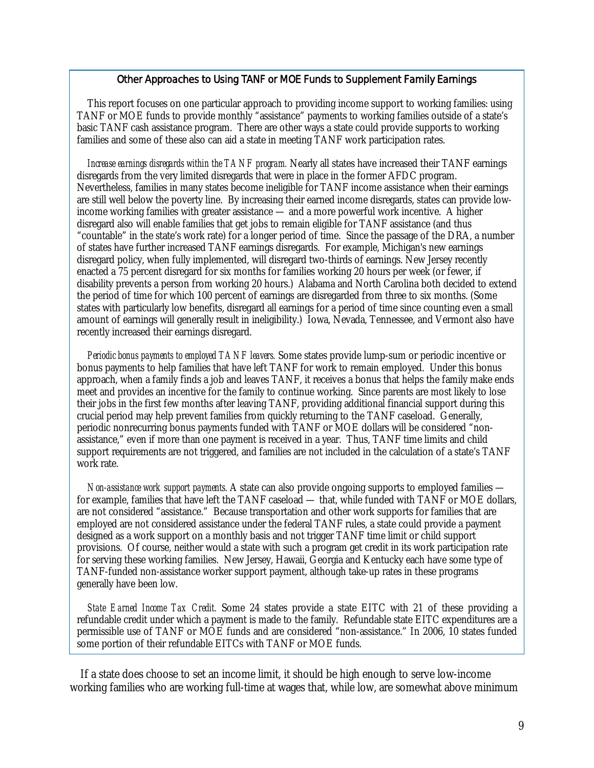### Other Approaches to Using TANF or MOE Funds to Supplement Family Earnings

This report focuses on one particular approach to providing income support to working families: using TANF or MOE funds to provide monthly "assistance" payments to working families outside of a state's basic TANF cash assistance program. There are other ways a state could provide supports to working families and some of these also can aid a state in meeting TANF work participation rates.

*Increase earnings disregards within the TANF program.* Nearly all states have increased their TANF earnings disregards from the very limited disregards that were in place in the former AFDC program. Nevertheless, families in many states become ineligible for TANF income assistance when their earnings are still well below the poverty line. By increasing their earned income disregards, states can provide low-income working families with greater assistance — and a more powerful work incentive. A higher disregard also will enable families that get jobs to remain eligible for TANF assistance (and thus "countable" in the state's work rate) for a longer period of time. Since the passage of the DRA, a number of states have further increased TANF earnings disregards. For example, Michigan's new earnings disregard policy, when fully implemented, will disregard two-thirds of earnings. New Jersey recently enacted a 75 percent disregard for six months for families working 20 hours per week (or fewer, if disability prevents a person from working 20 hours.) Alabama and North Carolina both decided to extend the period of time for which 100 percent of earnings are disregarded from three to six months. (Some states with particularly low benefits, disregard all earnings for a period of time since counting even a small amount of earnings will generally result in ineligibility.) Iowa, Nevada, Tennessee, and Vermont also have recently increased their earnings disregard.

*Periodic bonus payments to employed TANF leavers.* Some states provide lump-sum or periodic incentive or bonus payments to help families that have left TANF for work to remain employed. Under this bonus approach, when a family finds a job and leaves TANF, it receives a bonus that helps the family make ends meet and provides an incentive for the family to continue working. Since parents are most likely to lose their jobs in the first few months after leaving TANF, providing additional financial support during this crucial period may help prevent families from quickly returning to the TANF caseload. Generally, periodic nonrecurring bonus payments funded with TANF or MOE dollars will be considered "non-assistance," even if more than one payment is received in a year. Thus, TANF time limits and child support requirements are not triggered, and families are not included in the calculation of a state's TANF work rate.

*Non-assistance work support payments.* A state can also provide ongoing supports to employed families — for example, families that have left the TANF caseload — that, while funded with TANF or MOE dollars, are not considered "assistance." Because transportation and other work supports for families that are employed are not considered assistance under the federal TANF rules, a state could provide a payment designed as a work support on a monthly basis and not trigger TANF time limit or child support provisions. Of course, neither would a state with such a program get credit in its work participation rate for serving these working families. New Jersey, Hawaii, Georgia and Kentucky each have some type of TANF-funded non-assistance worker support payment, although take-up rates in these programs generally have been low.

*State Earned Income Tax Credit.* Some 24 states provide a state EITC with 21 of these providing a refundable credit under which a payment is made to the family. Refundable state EITC expenditures are a permissible use of TANF or MOE funds and are considered "non-assistance." In 2006, 10 states funded some portion of their refundable EITCs with TANF or MOE funds.

If a state does choose to set an income limit, it should be high enough to serve low-income working families who are working full-time at wages that, while low, are somewhat above minimum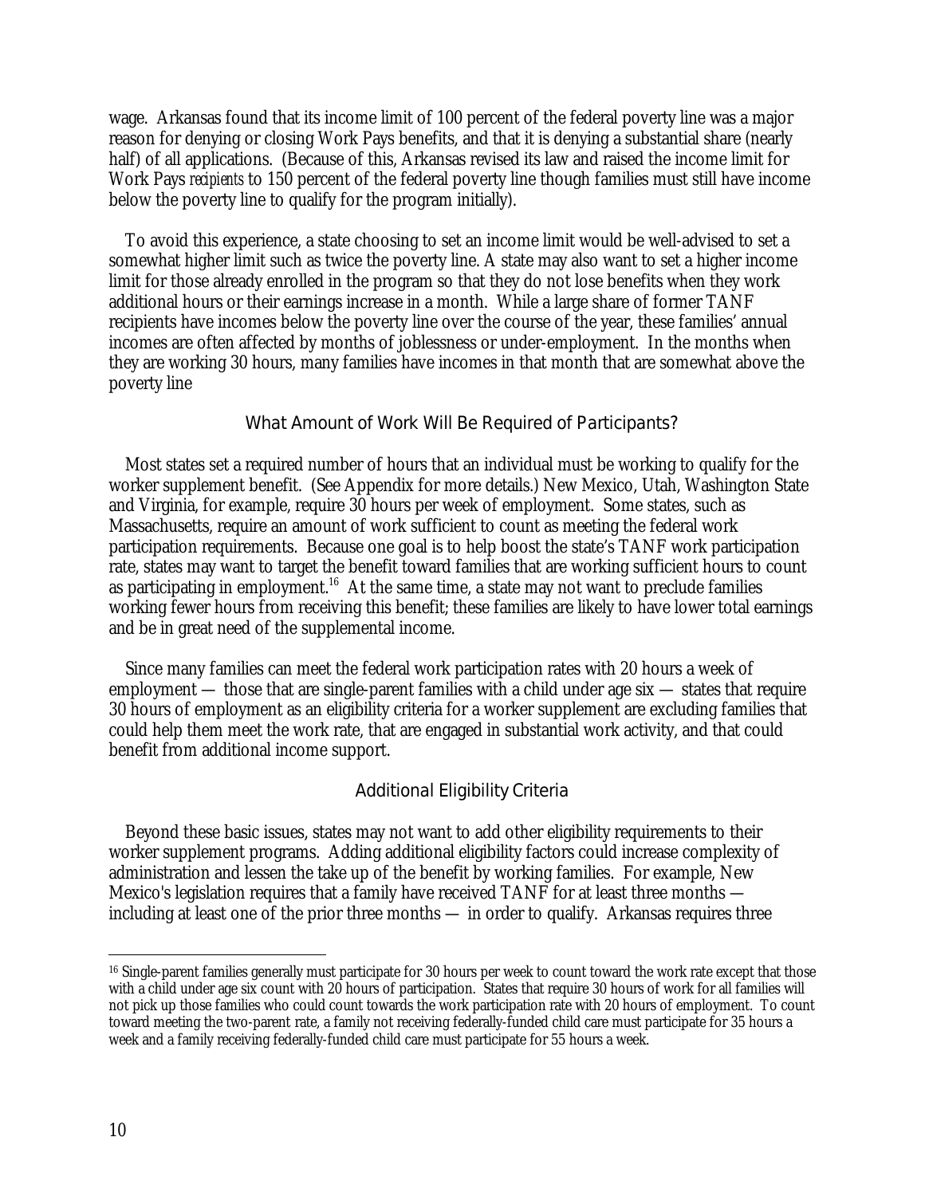wage. Arkansas found that its income limit of 100 percent of the federal poverty line was a major reason for denying or closing Work Pays benefits, and that it is denying a substantial share (nearly half) of all applications. (Because of this, Arkansas revised its law and raised the income limit for Work Pays *recipients* to 150 percent of the federal poverty line though families must still have income below the poverty line to qualify for the program initially).

To avoid this experience, a state choosing to set an income limit would be well-advised to set a somewhat higher limit such as twice the poverty line. A state may also want to set a higher income limit for those already enrolled in the program so that they do not lose benefits when they work additional hours or their earnings increase in a month. While a large share of former TANF recipients have incomes below the poverty line over the course of the year, these families' annual incomes are often affected by months of joblessness or under-employment. In the months when they are working 30 hours, many families have incomes in that month that are somewhat above the poverty line

### What Amount of Work Will Be Required of Participants?

Most states set a required number of hours that an individual must be working to qualify for the worker supplement benefit. (See Appendix for more details.) New Mexico, Utah, Washington State and Virginia, for example, require 30 hours per week of employment. Some states, such as Massachusetts, require an amount of work sufficient to count as meeting the federal work participation requirements. Because one goal is to help boost the state's TANF work participation rate, states may want to target the benefit toward families that are working sufficient hours to count as participating in employment.[16] At the same time, a state may not want to preclude families working fewer hours from receiving this benefit; these families are likely to have lower total earnings and be in great need of the supplemental income.

Since many families can meet the federal work participation rates with 20 hours a week of employment — those that are single-parent families with a child under age six — states that require 30 hours of employment as an eligibility criteria for a worker supplement are excluding families that could help them meet the work rate, that are engaged in substantial work activity, and that could benefit from additional income support.

### Additional Eligibility Criteria

Beyond these basic issues, states may not want to add other eligibility requirements to their worker supplement programs. Adding additional eligibility factors could increase complexity of administration and lessen the take up of the benefit by working families. For example, New Mexico's legislation requires that a family have received TANF for at least three months — including at least one of the prior three months — in order to qualify. Arkansas requires three

---

[16] Single-parent families generally must participate for 30 hours per week to count toward the work rate except that those with a child under age six count with 20 hours of participation. States that require 30 hours of work for all families will not pick up those families who could count towards the work participation rate with 20 hours of employment. To count toward meeting the two-parent rate, a family not receiving federally-funded child care must participate for 35 hours a week and a family receiving federally-funded child care must participate for 55 hours a week.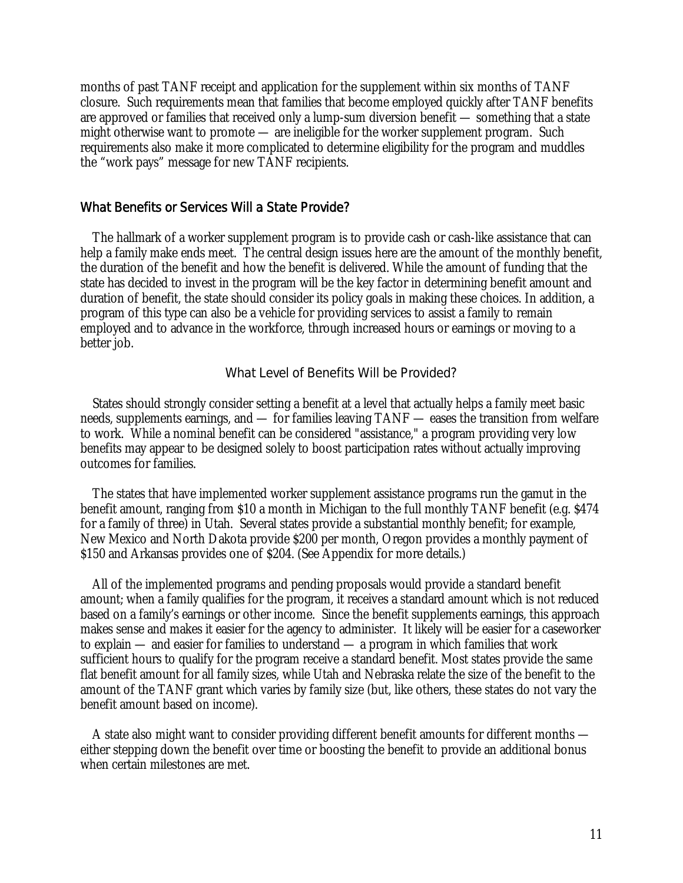months of past TANF receipt and application for the supplement within six months of TANF closure. Such requirements mean that families that become employed quickly after TANF benefits are approved or families that received only a lump-sum diversion benefit — something that a state might otherwise want to promote — are ineligible for the worker supplement program. Such requirements also make it more complicated to determine eligibility for the program and muddles the "work pays" message for new TANF recipients.

## What Benefits or Services Will a State Provide?

The hallmark of a worker supplement program is to provide cash or cash-like assistance that can help a family make ends meet. The central design issues here are the amount of the monthly benefit, the duration of the benefit and how the benefit is delivered. While the amount of funding that the state has decided to invest in the program will be the key factor in determining benefit amount and duration of benefit, the state should consider its policy goals in making these choices. In addition, a program of this type can also be a vehicle for providing services to assist a family to remain employed and to advance in the workforce, through increased hours or earnings or moving to a better job.

### What Level of Benefits Will be Provided?

States should strongly consider setting a benefit at a level that actually helps a family meet basic needs, supplements earnings, and — for families leaving TANF — eases the transition from welfare to work. While a nominal benefit can be considered "assistance," a program providing very low benefits may appear to be designed solely to boost participation rates without actually improving outcomes for families.

The states that have implemented worker supplement assistance programs run the gamut in the benefit amount, ranging from $10 a month in Michigan to the full monthly TANF benefit (e.g. $474 for a family of three) in Utah. Several states provide a substantial monthly benefit; for example, New Mexico and North Dakota provide $200 per month, Oregon provides a monthly payment of $150 and Arkansas provides one of $204. (See Appendix for more details.)

All of the implemented programs and pending proposals would provide a standard benefit amount; when a family qualifies for the program, it receives a standard amount which is not reduced based on a family's earnings or other income. Since the benefit supplements earnings, this approach makes sense and makes it easier for the agency to administer. It likely will be easier for a caseworker to explain — and easier for families to understand — a program in which families that work sufficient hours to qualify for the program receive a standard benefit. Most states provide the same flat benefit amount for all family sizes, while Utah and Nebraska relate the size of the benefit to the amount of the TANF grant which varies by family size (but, like others, these states do not vary the benefit amount based on income).

A state also might want to consider providing different benefit amounts for different months — either stepping down the benefit over time or boosting the benefit to provide an additional bonus when certain milestones are met.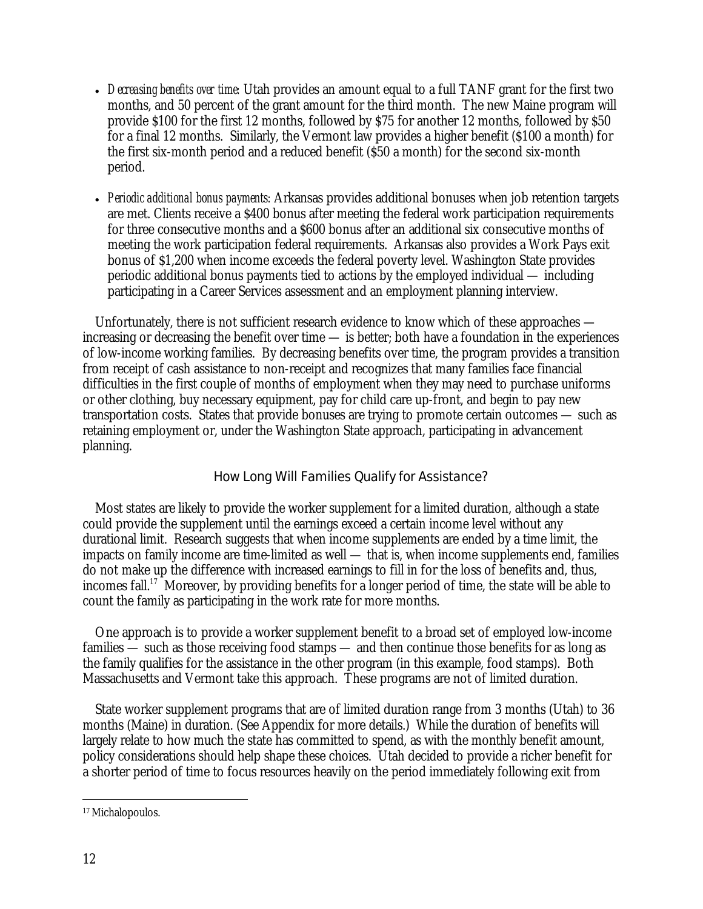- *Decreasing benefits over time*: Utah provides an amount equal to a full TANF grant for the first two months, and 50 percent of the grant amount for the third month. The new Maine program will provide $100 for the first 12 months, followed by $75 for another 12 months, followed by $50 for a final 12 months. Similarly, the Vermont law provides a higher benefit ($100 a month) for the first six-month period and a reduced benefit ($50 a month) for the second six-month period.

- *Periodic additional bonus payments:* Arkansas provides additional bonuses when job retention targets are met. Clients receive a $400 bonus after meeting the federal work participation requirements for three consecutive months and a $600 bonus after an additional six consecutive months of meeting the work participation federal requirements. Arkansas also provides a Work Pays exit bonus of $1,200 when income exceeds the federal poverty level. Washington State provides periodic additional bonus payments tied to actions by the employed individual — including participating in a Career Services assessment and an employment planning interview.

Unfortunately, there is not sufficient research evidence to know which of these approaches — increasing or decreasing the benefit over time — is better; both have a foundation in the experiences of low-income working families. By decreasing benefits over time, the program provides a transition from receipt of cash assistance to non-receipt and recognizes that many families face financial difficulties in the first couple of months of employment when they may need to purchase uniforms or other clothing, buy necessary equipment, pay for child care up-front, and begin to pay new transportation costs. States that provide bonuses are trying to promote certain outcomes — such as retaining employment or, under the Washington State approach, participating in advancement planning.

### How Long Will Families Qualify for Assistance?

Most states are likely to provide the worker supplement for a limited duration, although a state could provide the supplement until the earnings exceed a certain income level without any durational limit. Research suggests that when income supplements are ended by a time limit, the impacts on family income are time-limited as well — that is, when income supplements end, families do not make up the difference with increased earnings to fill in for the loss of benefits and, thus, incomes fall.[17] Moreover, by providing benefits for a longer period of time, the state will be able to count the family as participating in the work rate for more months.

One approach is to provide a worker supplement benefit to a broad set of employed low-income families — such as those receiving food stamps — and then continue those benefits for as long as the family qualifies for the assistance in the other program (in this example, food stamps). Both Massachusetts and Vermont take this approach. These programs are not of limited duration.

State worker supplement programs that are of limited duration range from 3 months (Utah) to 36 months (Maine) in duration. (See Appendix for more details.) While the duration of benefits will largely relate to how much the state has committed to spend, as with the monthly benefit amount, policy considerations should help shape these choices. Utah decided to provide a richer benefit for a shorter period of time to focus resources heavily on the period immediately following exit from

---

[17] Michalopoulos.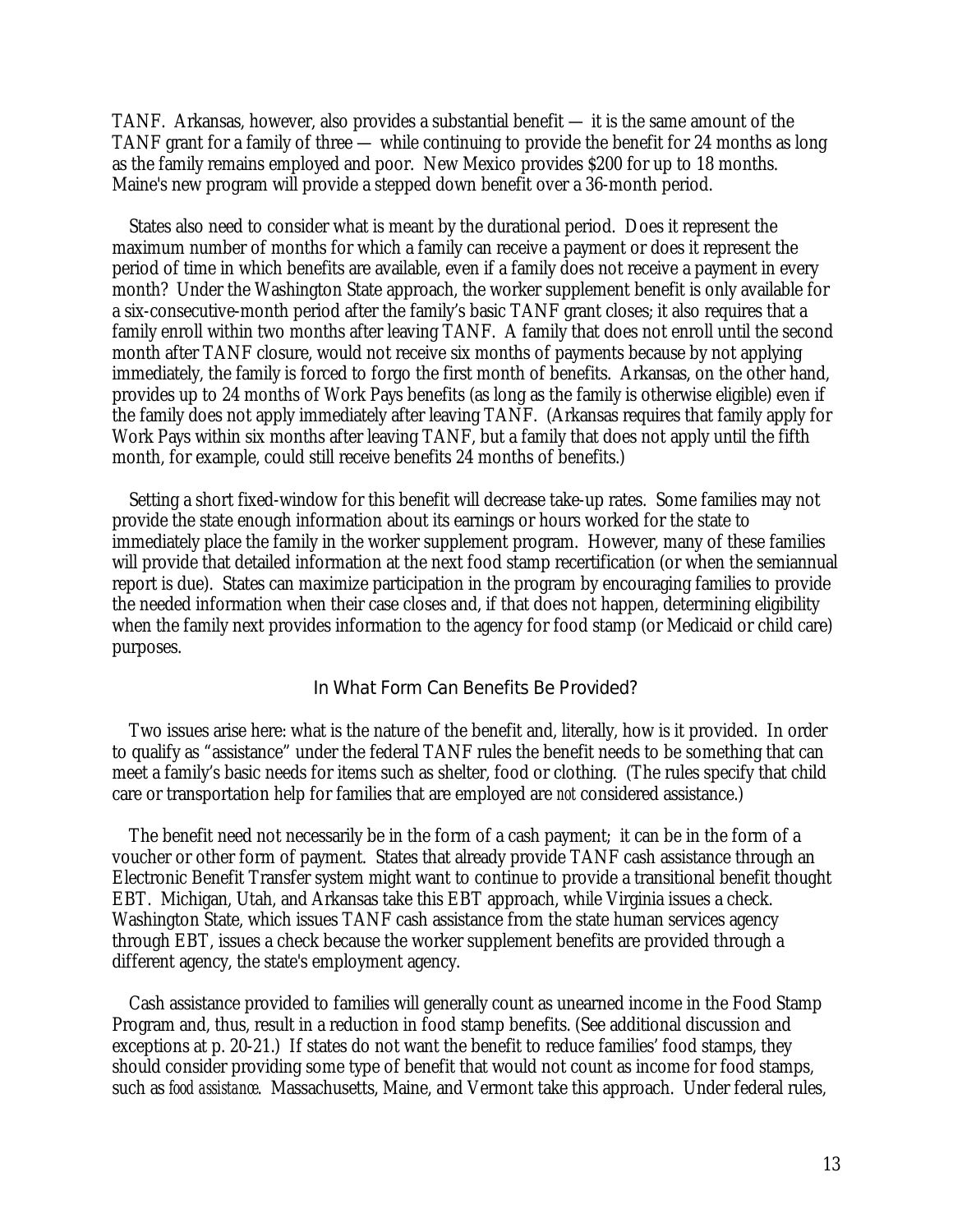TANF. Arkansas, however, also provides a substantial benefit — it is the same amount of the TANF grant for a family of three — while continuing to provide the benefit for 24 months as long as the family remains employed and poor. New Mexico provides $200 for up to 18 months. Maine's new program will provide a stepped down benefit over a 36-month period.

States also need to consider what is meant by the durational period. Does it represent the maximum number of months for which a family can receive a payment or does it represent the period of time in which benefits are available, even if a family does not receive a payment in every month? Under the Washington State approach, the worker supplement benefit is only available for a six-consecutive-month period after the family's basic TANF grant closes; it also requires that a family enroll within two months after leaving TANF. A family that does not enroll until the second month after TANF closure, would not receive six months of payments because by not applying immediately, the family is forced to forgo the first month of benefits. Arkansas, on the other hand, provides up to 24 months of Work Pays benefits (as long as the family is otherwise eligible) even if the family does not apply immediately after leaving TANF. (Arkansas requires that family apply for Work Pays within six months after leaving TANF, but a family that does not apply until the fifth month, for example, could still receive benefits 24 months of benefits.)

Setting a short fixed-window for this benefit will decrease take-up rates. Some families may not provide the state enough information about its earnings or hours worked for the state to immediately place the family in the worker supplement program. However, many of these families will provide that detailed information at the next food stamp recertification (or when the semiannual report is due). States can maximize participation in the program by encouraging families to provide the needed information when their case closes and, if that does not happen, determining eligibility when the family next provides information to the agency for food stamp (or Medicaid or child care) purposes.

### In What Form Can Benefits Be Provided?

Two issues arise here: what is the nature of the benefit and, literally, how is it provided. In order to qualify as "assistance" under the federal TANF rules the benefit needs to be something that can meet a family's basic needs for items such as shelter, food or clothing. (The rules specify that child care or transportation help for families that are employed are *not* considered assistance.)

The benefit need not necessarily be in the form of a cash payment; it can be in the form of a voucher or other form of payment. States that already provide TANF cash assistance through an Electronic Benefit Transfer system might want to continue to provide a transitional benefit thought EBT. Michigan, Utah, and Arkansas take this EBT approach, while Virginia issues a check. Washington State, which issues TANF cash assistance from the state human services agency through EBT, issues a check because the worker supplement benefits are provided through a different agency, the state's employment agency.

Cash assistance provided to families will generally count as unearned income in the Food Stamp Program and, thus, result in a reduction in food stamp benefits. (See additional discussion and exceptions at p. 20-21.) If states do not want the benefit to reduce families' food stamps, they should consider providing some type of benefit that would not count as income for food stamps, such as *food assistance*. Massachusetts, Maine, and Vermont take this approach. Under federal rules,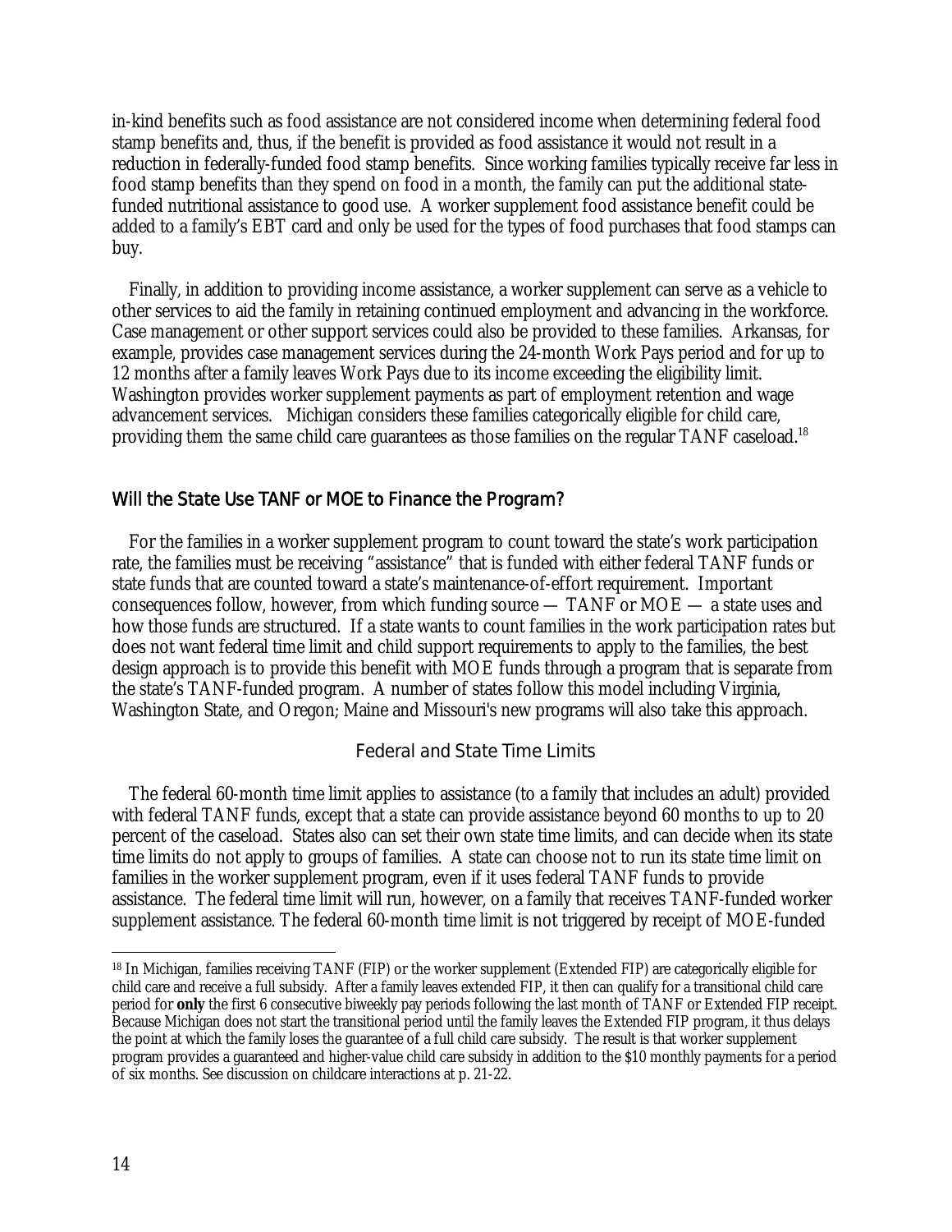in-kind benefits such as food assistance are not considered income when determining federal food stamp benefits and, thus, if the benefit is provided as food assistance it would not result in a reduction in federally-funded food stamp benefits. Since working families typically receive far less in food stamp benefits than they spend on food in a month, the family can put the additional state-funded nutritional assistance to good use. A worker supplement food assistance benefit could be added to a family's EBT card and only be used for the types of food purchases that food stamps can buy.

Finally, in addition to providing income assistance, a worker supplement can serve as a vehicle to other services to aid the family in retaining continued employment and advancing in the workforce. Case management or other support services could also be provided to these families. Arkansas, for example, provides case management services during the 24-month Work Pays period and for up to 12 months after a family leaves Work Pays due to its income exceeding the eligibility limit. Washington provides worker supplement payments as part of employment retention and wage advancement services. Michigan considers these families categorically eligible for child care, providing them the same child care guarantees as those families on the regular TANF caseload.[18]

## Will the State Use TANF or MOE to Finance the Program?

For the families in a worker supplement program to count toward the state's work participation rate, the families must be receiving "assistance" that is funded with either federal TANF funds or state funds that are counted toward a state's maintenance-of-effort requirement. Important consequences follow, however, from which funding source — TANF or MOE — a state uses and how those funds are structured. If a state wants to count families in the work participation rates but does not want federal time limit and child support requirements to apply to the families, the best design approach is to provide this benefit with MOE funds through a program that is separate from the state's TANF-funded program. A number of states follow this model including Virginia, Washington State, and Oregon; Maine and Missouri's new programs will also take this approach.

### Federal and State Time Limits

The federal 60-month time limit applies to assistance (to a family that includes an adult) provided with federal TANF funds, except that a state can provide assistance beyond 60 months to up to 20 percent of the caseload. States also can set their own state time limits, and can decide when its state time limits do not apply to groups of families. A state can choose not to run its state time limit on families in the worker supplement program, even if it uses federal TANF funds to provide assistance. The federal time limit will run, however, on a family that receives TANF-funded worker supplement assistance. The federal 60-month time limit is not triggered by receipt of MOE-funded

---

[18] In Michigan, families receiving TANF (FIP) or the worker supplement (Extended FIP) are categorically eligible for child care and receive a full subsidy. After a family leaves extended FIP, it then can qualify for a transitional child care period for **only** the first 6 consecutive biweekly pay periods following the last month of TANF or Extended FIP receipt. Because Michigan does not start the transitional period until the family leaves the Extended FIP program, it thus delays the point at which the family loses the guarantee of a full child care subsidy. The result is that worker supplement program provides a guaranteed and higher-value child care subsidy in addition to the $10 monthly payments for a period of six months. See discussion on childcare interactions at p. 21-22.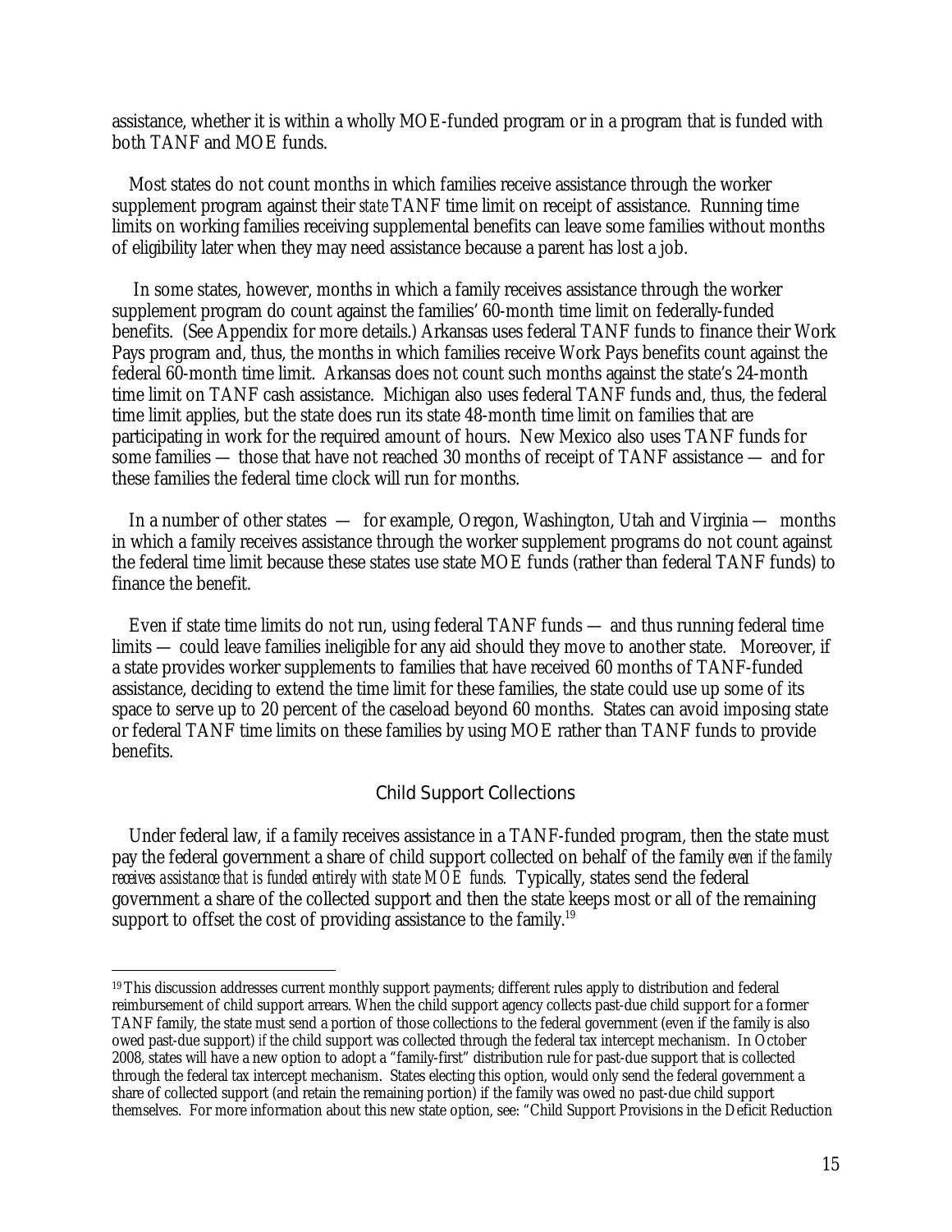assistance, whether it is within a wholly MOE-funded program or in a program that is funded with both TANF and MOE funds.

Most states do not count months in which families receive assistance through the worker supplement program against their *state* TANF time limit on receipt of assistance. Running time limits on working families receiving supplemental benefits can leave some families without months of eligibility later when they may need assistance because a parent has lost a job.

In some states, however, months in which a family receives assistance through the worker supplement program do count against the families' 60-month time limit on federally-funded benefits. (See Appendix for more details.) Arkansas uses federal TANF funds to finance their Work Pays program and, thus, the months in which families receive Work Pays benefits count against the federal 60-month time limit. Arkansas does not count such months against the state's 24-month time limit on TANF cash assistance. Michigan also uses federal TANF funds and, thus, the federal time limit applies, but the state does run its state 48-month time limit on families that are participating in work for the required amount of hours. New Mexico also uses TANF funds for some families — those that have not reached 30 months of receipt of TANF assistance — and for these families the federal time clock will run for months.

In a number of other states — for example, Oregon, Washington, Utah and Virginia — months in which a family receives assistance through the worker supplement programs do not count against the federal time limit because these states use state MOE funds (rather than federal TANF funds) to finance the benefit.

Even if state time limits do not run, using federal TANF funds — and thus running federal time limits — could leave families ineligible for any aid should they move to another state. Moreover, if a state provides worker supplements to families that have received 60 months of TANF-funded assistance, deciding to extend the time limit for these families, the state could use up some of its space to serve up to 20 percent of the caseload beyond 60 months. States can avoid imposing state or federal TANF time limits on these families by using MOE rather than TANF funds to provide benefits.

## Child Support Collections

Under federal law, if a family receives assistance in a TANF-funded program, then the state must pay the federal government a share of child support collected on behalf of the family *even if the family receives assistance that is funded entirely with state MOE funds*. Typically, states send the federal government a share of the collected support and then the state keeps most or all of the remaining support to offset the cost of providing assistance to the family.[19]

[19] This discussion addresses current monthly support payments; different rules apply to distribution and federal reimbursement of child support arrears. When the child support agency collects past-due child support for a former TANF family, the state must send a portion of those collections to the federal government (even if the family is also owed past-due support) if the child support was collected through the federal tax intercept mechanism. In October 2008, states will have a new option to adopt a "family-first" distribution rule for past-due support that is collected through the federal tax intercept mechanism. States electing this option, would only send the federal government a share of collected support (and retain the remaining portion) if the family was owed no past-due child support themselves. For more information about this new state option, see: "Child Support Provisions in the Deficit Reduction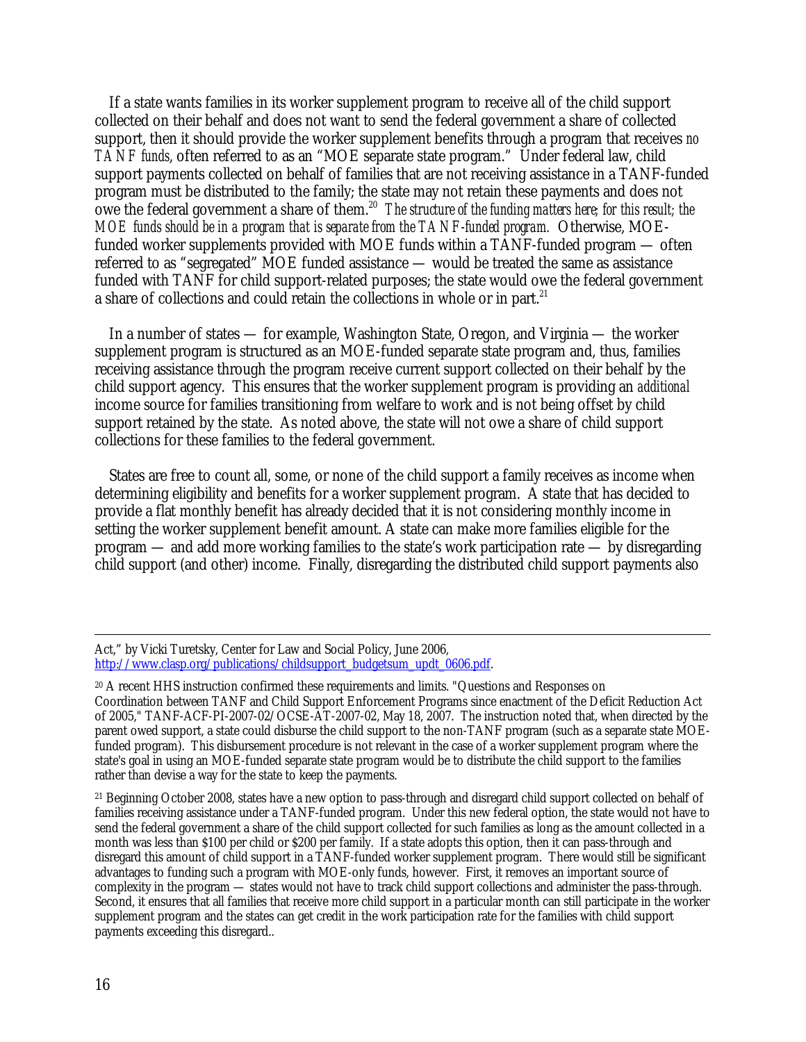If a state wants families in its worker supplement program to receive all of the child support collected on their behalf and does not want to send the federal government a share of collected support, then it should provide the worker supplement benefits through a program that receives *no TANF funds*, often referred to as an "MOE separate state program." Under federal law, child support payments collected on behalf of families that are not receiving assistance in a TANF-funded program must be distributed to the family; the state may not retain these payments and does not owe the federal government a share of them.[20] *The structure of the funding matters here; for this result; the MOE funds should be in a program that is separate from the TANF-funded program.* Otherwise, MOE-funded worker supplements provided with MOE funds within a TANF-funded program — often referred to as "segregated" MOE funded assistance — would be treated the same as assistance funded with TANF for child support-related purposes; the state would owe the federal government a share of collections and could retain the collections in whole or in part.[21]

In a number of states — for example, Washington State, Oregon, and Virginia — the worker supplement program is structured as an MOE-funded separate state program and, thus, families receiving assistance through the program receive current support collected on their behalf by the child support agency. This ensures that the worker supplement program is providing an *additional* income source for families transitioning from welfare to work and is not being offset by child support retained by the state. As noted above, the state will not owe a share of child support collections for these families to the federal government.

States are free to count all, some, or none of the child support a family receives as income when determining eligibility and benefits for a worker supplement program. A state that has decided to provide a flat monthly benefit has already decided that it is not considering monthly income in setting the worker supplement benefit amount. A state can make more families eligible for the program — and add more working families to the state's work participation rate — by disregarding child support (and other) income. Finally, disregarding the distributed child support payments also

---

Act," by Vicki Turetsky, Center for Law and Social Policy, June 2006, http://www.clasp.org/publications/childsupport_budgetsum_updt_0606.pdf.

[20] A recent HHS instruction confirmed these requirements and limits. "Questions and Responses on Coordination between TANF and Child Support Enforcement Programs since enactment of the Deficit Reduction Act of 2005," TANF-ACF-PI-2007-02/OCSE-AT-2007-02, May 18, 2007. The instruction noted that, when directed by the parent owed support, a state could disburse the child support to the non-TANF program (such as a separate state MOE-funded program). This disbursement procedure is not relevant in the case of a worker supplement program where the state's goal in using an MOE-funded separate state program would be to distribute the child support to the families rather than devise a way for the state to keep the payments.

[21] Beginning October 2008, states have a new option to pass-through and disregard child support collected on behalf of families receiving assistance under a TANF-funded program. Under this new federal option, the state would not have to send the federal government a share of the child support collected for such families as long as the amount collected in a month was less than $100 per child or $200 per family. If a state adopts this option, then it can pass-through and disregard this amount of child support in a TANF-funded worker supplement program. There would still be significant advantages to funding such a program with MOE-only funds, however. First, it removes an important source of complexity in the program — states would not have to track child support collections and administer the pass-through. Second, it ensures that all families that receive more child support in a particular month can still participate in the worker supplement program and the states can get credit in the work participation rate for the families with child support payments exceeding this disregard..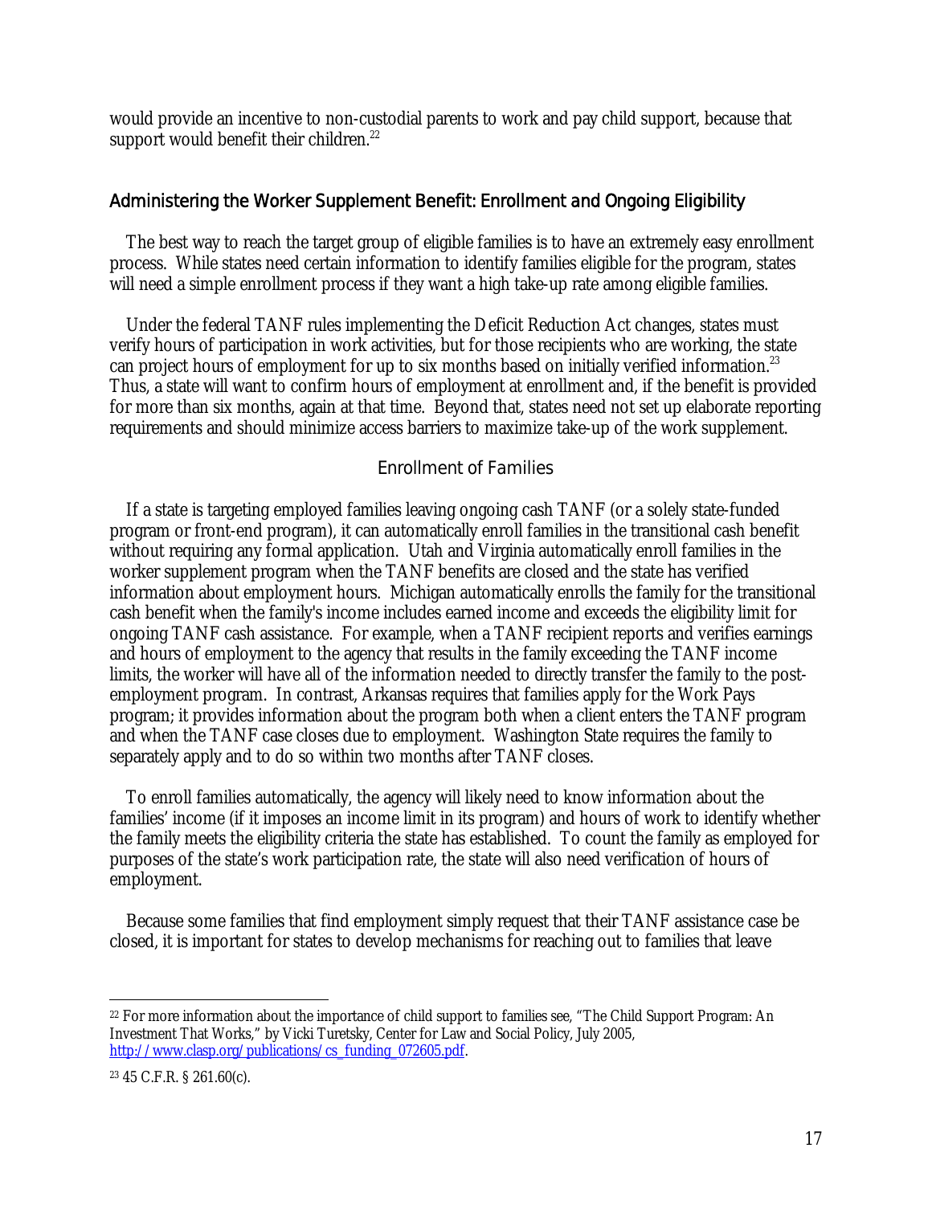would provide an incentive to non-custodial parents to work and pay child support, because that support would benefit their children.[22]

## Administering the Worker Supplement Benefit: Enrollment and Ongoing Eligibility

The best way to reach the target group of eligible families is to have an extremely easy enrollment process. While states need certain information to identify families eligible for the program, states will need a simple enrollment process if they want a high take-up rate among eligible families.

Under the federal TANF rules implementing the Deficit Reduction Act changes, states must verify hours of participation in work activities, but for those recipients who are working, the state can project hours of employment for up to six months based on initially verified information.[23] Thus, a state will want to confirm hours of employment at enrollment and, if the benefit is provided for more than six months, again at that time. Beyond that, states need not set up elaborate reporting requirements and should minimize access barriers to maximize take-up of the work supplement.

### Enrollment of Families

If a state is targeting employed families leaving ongoing cash TANF (or a solely state-funded program or front-end program), it can automatically enroll families in the transitional cash benefit without requiring any formal application. Utah and Virginia automatically enroll families in the worker supplement program when the TANF benefits are closed and the state has verified information about employment hours. Michigan automatically enrolls the family for the transitional cash benefit when the family's income includes earned income and exceeds the eligibility limit for ongoing TANF cash assistance. For example, when a TANF recipient reports and verifies earnings and hours of employment to the agency that results in the family exceeding the TANF income limits, the worker will have all of the information needed to directly transfer the family to the post-employment program. In contrast, Arkansas requires that families apply for the Work Pays program; it provides information about the program both when a client enters the TANF program and when the TANF case closes due to employment. Washington State requires the family to separately apply and to do so within two months after TANF closes.

To enroll families automatically, the agency will likely need to know information about the families' income (if it imposes an income limit in its program) and hours of work to identify whether the family meets the eligibility criteria the state has established. To count the family as employed for purposes of the state's work participation rate, the state will also need verification of hours of employment.

Because some families that find employment simply request that their TANF assistance case be closed, it is important for states to develop mechanisms for reaching out to families that leave

---

[22] For more information about the importance of child support to families see, "The Child Support Program: An Investment That Works," by Vicki Turetsky, Center for Law and Social Policy, July 2005, http://www.clasp.org/publications/cs_funding_072605.pdf.

[23] 45 C.F.R. § 261.60(c).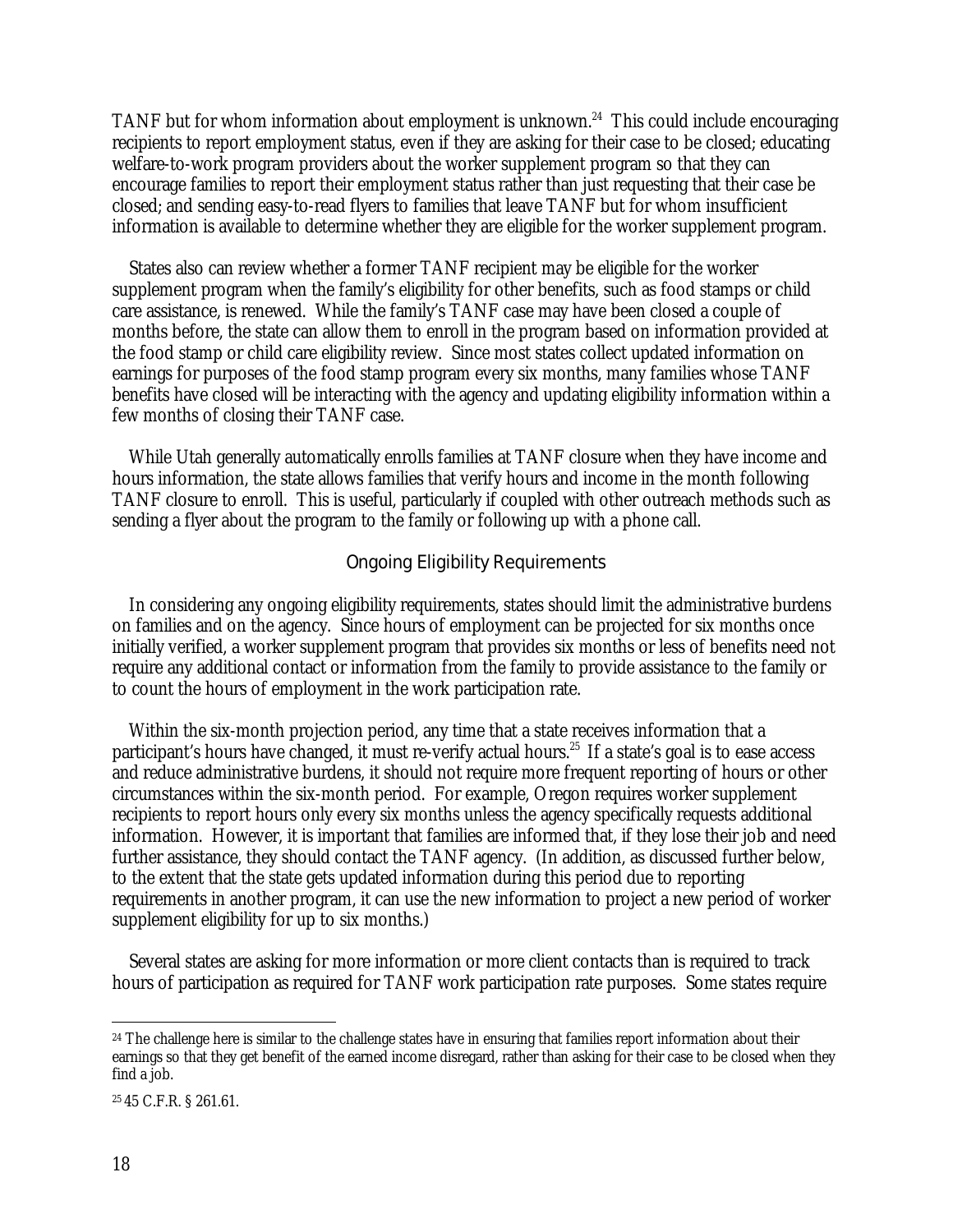TANF but for whom information about employment is unknown.[24] This could include encouraging recipients to report employment status, even if they are asking for their case to be closed; educating welfare-to-work program providers about the worker supplement program so that they can encourage families to report their employment status rather than just requesting that their case be closed; and sending easy-to-read flyers to families that leave TANF but for whom insufficient information is available to determine whether they are eligible for the worker supplement program.

States also can review whether a former TANF recipient may be eligible for the worker supplement program when the family's eligibility for other benefits, such as food stamps or child care assistance, is renewed. While the family's TANF case may have been closed a couple of months before, the state can allow them to enroll in the program based on information provided at the food stamp or child care eligibility review. Since most states collect updated information on earnings for purposes of the food stamp program every six months, many families whose TANF benefits have closed will be interacting with the agency and updating eligibility information within a few months of closing their TANF case.

While Utah generally automatically enrolls families at TANF closure when they have income and hours information, the state allows families that verify hours and income in the month following TANF closure to enroll. This is useful, particularly if coupled with other outreach methods such as sending a flyer about the program to the family or following up with a phone call.

### Ongoing Eligibility Requirements

In considering any ongoing eligibility requirements, states should limit the administrative burdens on families and on the agency. Since hours of employment can be projected for six months once initially verified, a worker supplement program that provides six months or less of benefits need not require any additional contact or information from the family to provide assistance to the family or to count the hours of employment in the work participation rate.

Within the six-month projection period, any time that a state receives information that a participant's hours have changed, it must re-verify actual hours.[25] If a state's goal is to ease access and reduce administrative burdens, it should not require more frequent reporting of hours or other circumstances within the six-month period. For example, Oregon requires worker supplement recipients to report hours only every six months unless the agency specifically requests additional information. However, it is important that families are informed that, if they lose their job and need further assistance, they should contact the TANF agency. (In addition, as discussed further below, to the extent that the state gets updated information during this period due to reporting requirements in another program, it can use the new information to project a new period of worker supplement eligibility for up to six months.)

Several states are asking for more information or more client contacts than is required to track hours of participation as required for TANF work participation rate purposes. Some states require

---

[24] The challenge here is similar to the challenge states have in ensuring that families report information about their earnings so that they get benefit of the earned income disregard, rather than asking for their case to be closed when they find a job.

[25] 45 C.F.R. § 261.61.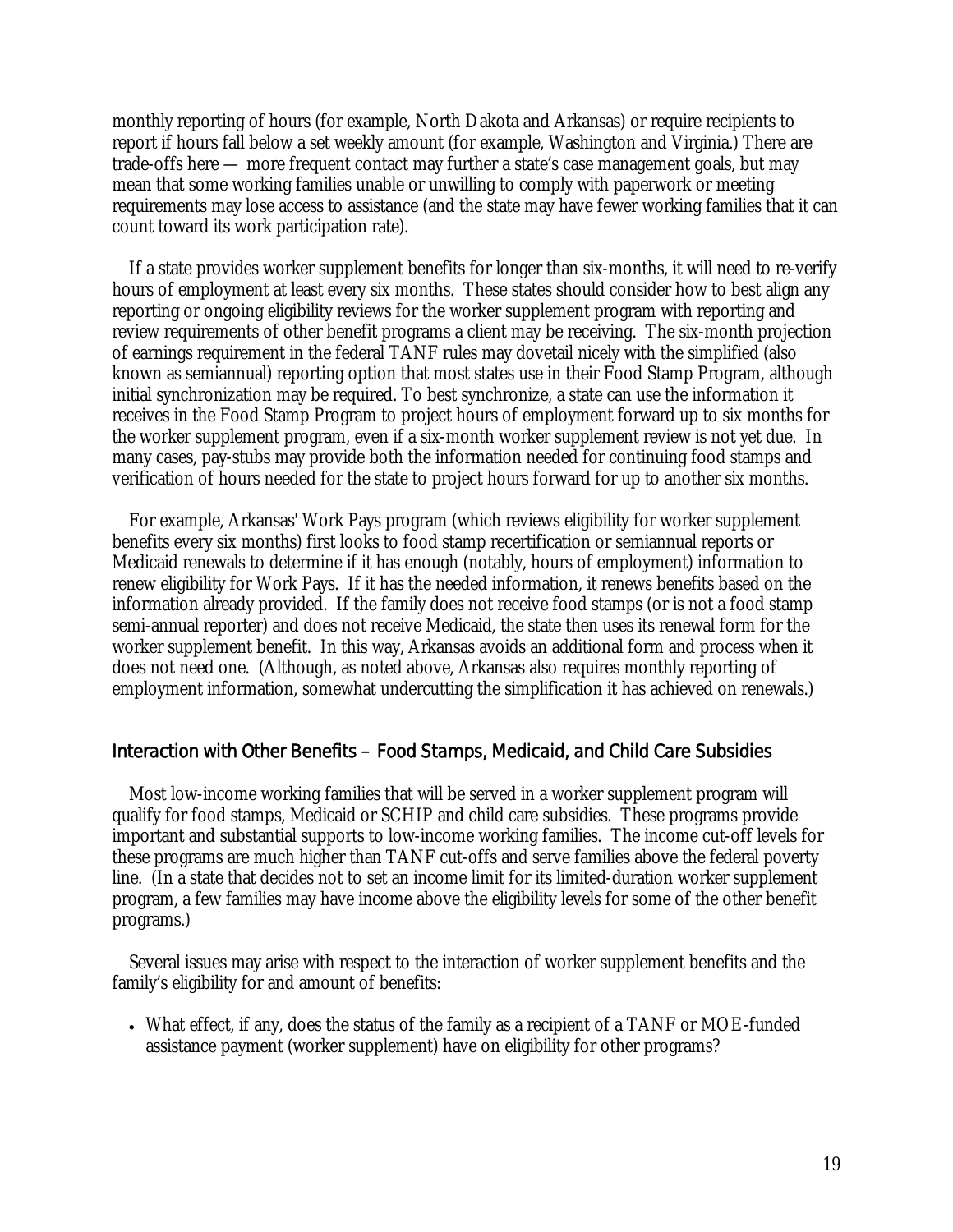monthly reporting of hours (for example, North Dakota and Arkansas) or require recipients to report if hours fall below a set weekly amount (for example, Washington and Virginia.) There are trade-offs here — more frequent contact may further a state's case management goals, but may mean that some working families unable or unwilling to comply with paperwork or meeting requirements may lose access to assistance (and the state may have fewer working families that it can count toward its work participation rate).

If a state provides worker supplement benefits for longer than six-months, it will need to re-verify hours of employment at least every six months. These states should consider how to best align any reporting or ongoing eligibility reviews for the worker supplement program with reporting and review requirements of other benefit programs a client may be receiving. The six-month projection of earnings requirement in the federal TANF rules may dovetail nicely with the simplified (also known as semiannual) reporting option that most states use in their Food Stamp Program, although initial synchronization may be required. To best synchronize, a state can use the information it receives in the Food Stamp Program to project hours of employment forward up to six months for the worker supplement program, even if a six-month worker supplement review is not yet due. In many cases, pay-stubs may provide both the information needed for continuing food stamps and verification of hours needed for the state to project hours forward for up to another six months.

For example, Arkansas' Work Pays program (which reviews eligibility for worker supplement benefits every six months) first looks to food stamp recertification or semiannual reports or Medicaid renewals to determine if it has enough (notably, hours of employment) information to renew eligibility for Work Pays. If it has the needed information, it renews benefits based on the information already provided. If the family does not receive food stamps (or is not a food stamp semi-annual reporter) and does not receive Medicaid, the state then uses its renewal form for the worker supplement benefit. In this way, Arkansas avoids an additional form and process when it does not need one. (Although, as noted above, Arkansas also requires monthly reporting of employment information, somewhat undercutting the simplification it has achieved on renewals.)

### Interaction with Other Benefits – Food Stamps, Medicaid, and Child Care Subsidies

Most low-income working families that will be served in a worker supplement program will qualify for food stamps, Medicaid or SCHIP and child care subsidies. These programs provide important and substantial supports to low-income working families. The income cut-off levels for these programs are much higher than TANF cut-offs and serve families above the federal poverty line. (In a state that decides not to set an income limit for its limited-duration worker supplement program, a few families may have income above the eligibility levels for some of the other benefit programs.)

Several issues may arise with respect to the interaction of worker supplement benefits and the family's eligibility for and amount of benefits:

- What effect, if any, does the status of the family as a recipient of a TANF or MOE-funded assistance payment (worker supplement) have on eligibility for other programs?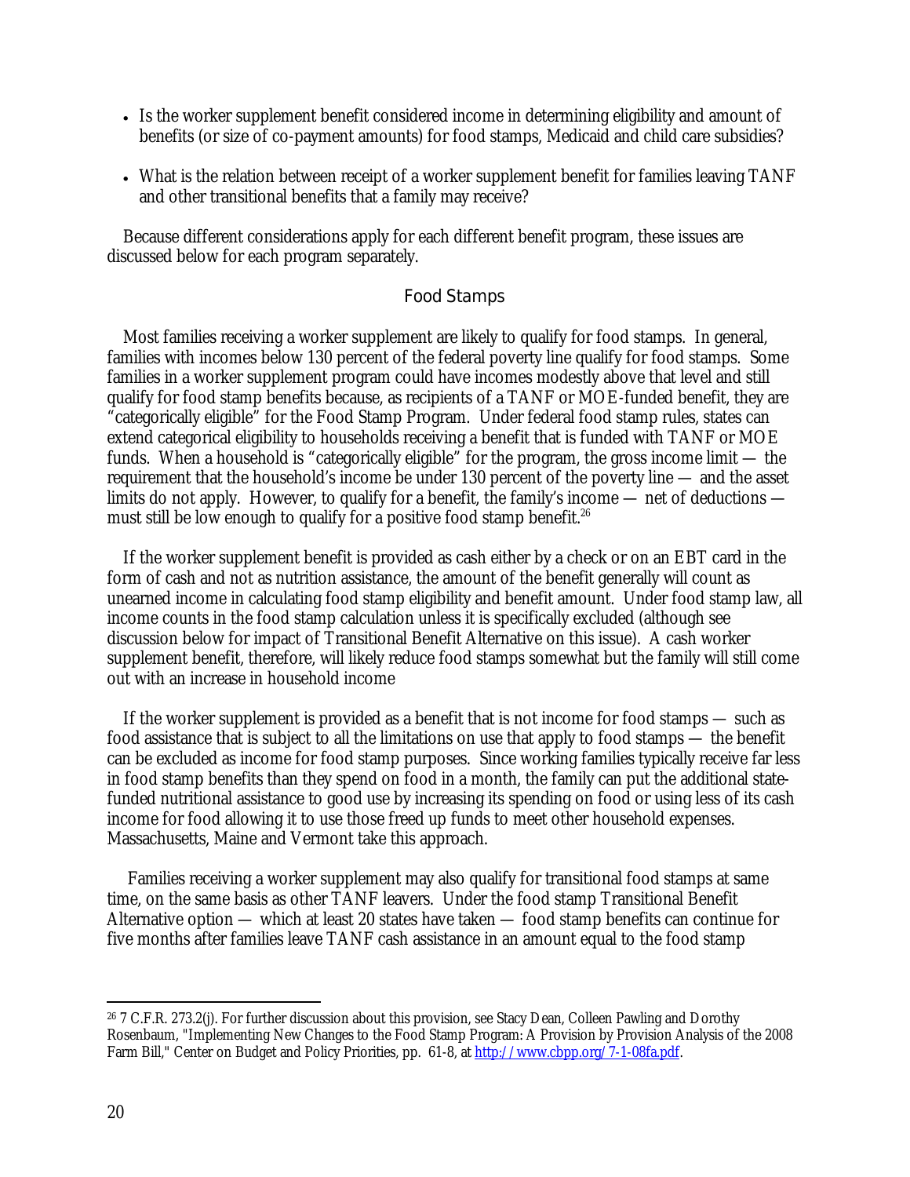- Is the worker supplement benefit considered income in determining eligibility and amount of benefits (or size of co-payment amounts) for food stamps, Medicaid and child care subsidies?
- What is the relation between receipt of a worker supplement benefit for families leaving TANF and other transitional benefits that a family may receive?

Because different considerations apply for each different benefit program, these issues are discussed below for each program separately.

### Food Stamps

Most families receiving a worker supplement are likely to qualify for food stamps. In general, families with incomes below 130 percent of the federal poverty line qualify for food stamps. Some families in a worker supplement program could have incomes modestly above that level and still qualify for food stamp benefits because, as recipients of a TANF or MOE-funded benefit, they are "categorically eligible" for the Food Stamp Program. Under federal food stamp rules, states can extend categorical eligibility to households receiving a benefit that is funded with TANF or MOE funds. When a household is "categorically eligible" for the program, the gross income limit — the requirement that the household's income be under 130 percent of the poverty line — and the asset limits do not apply. However, to qualify for a benefit, the family's income — net of deductions — must still be low enough to qualify for a positive food stamp benefit.[26]

If the worker supplement benefit is provided as cash either by a check or on an EBT card in the form of cash and not as nutrition assistance, the amount of the benefit generally will count as unearned income in calculating food stamp eligibility and benefit amount. Under food stamp law, all income counts in the food stamp calculation unless it is specifically excluded (although see discussion below for impact of Transitional Benefit Alternative on this issue). A cash worker supplement benefit, therefore, will likely reduce food stamps somewhat but the family will still come out with an increase in household income

If the worker supplement is provided as a benefit that is not income for food stamps — such as food assistance that is subject to all the limitations on use that apply to food stamps — the benefit can be excluded as income for food stamp purposes. Since working families typically receive far less in food stamp benefits than they spend on food in a month, the family can put the additional state-funded nutritional assistance to good use by increasing its spending on food or using less of its cash income for food allowing it to use those freed up funds to meet other household expenses. Massachusetts, Maine and Vermont take this approach.

Families receiving a worker supplement may also qualify for transitional food stamps at same time, on the same basis as other TANF leavers. Under the food stamp Transitional Benefit Alternative option — which at least 20 states have taken — food stamp benefits can continue for five months after families leave TANF cash assistance in an amount equal to the food stamp

---

[26] 7 C.F.R. 273.2(j). For further discussion about this provision, see Stacy Dean, Colleen Pawling and Dorothy Rosenbaum, "Implementing New Changes to the Food Stamp Program: A Provision by Provision Analysis of the 2008 Farm Bill," Center on Budget and Policy Priorities, pp. 61-8, at http://www.cbpp.org/7-1-08fa.pdf.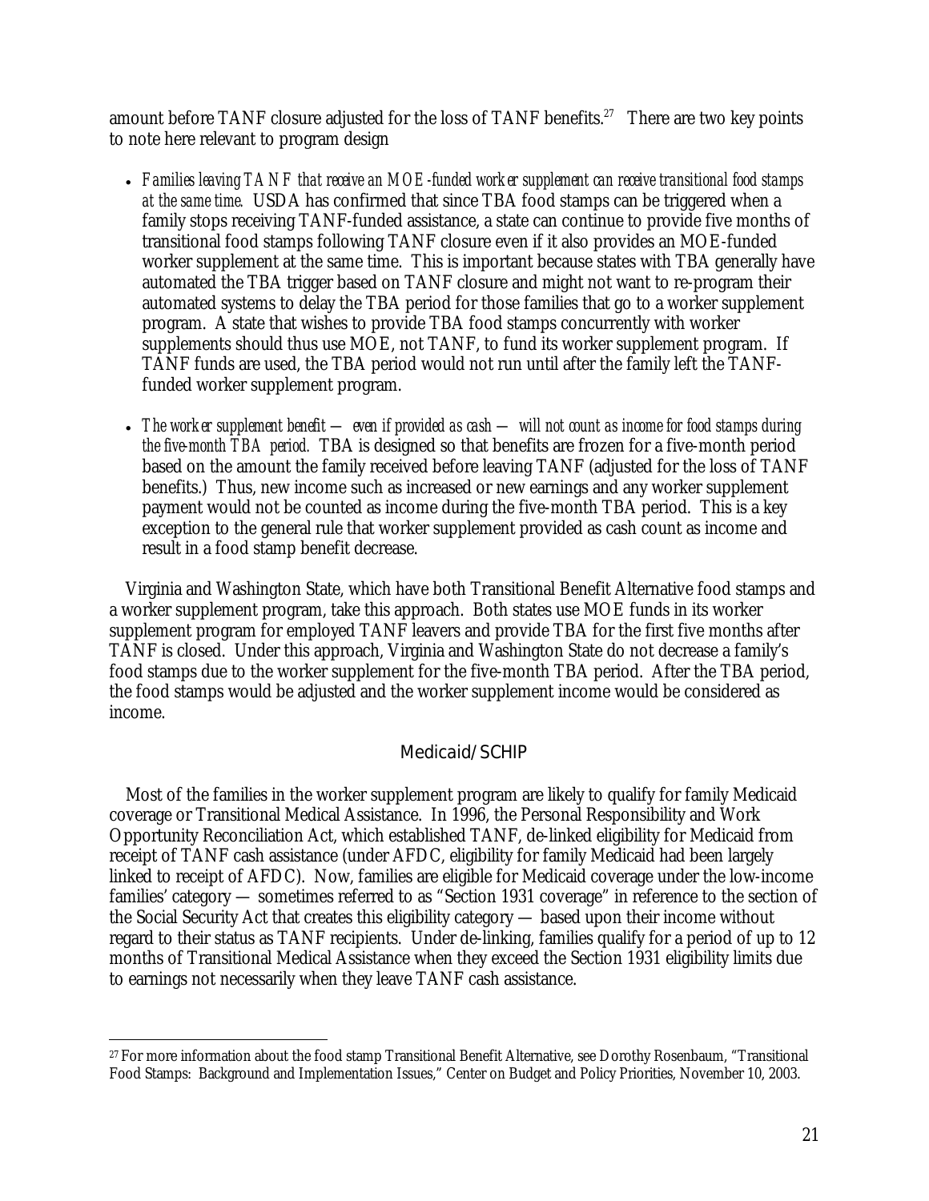amount before TANF closure adjusted for the loss of TANF benefits.[27] There are two key points to note here relevant to program design

- *Families leaving TANF that receive an MOE-funded worker supplement can receive transitional food stamps at the same time.* USDA has confirmed that since TBA food stamps can be triggered when a family stops receiving TANF-funded assistance, a state can continue to provide five months of transitional food stamps following TANF closure even if it also provides an MOE-funded worker supplement at the same time. This is important because states with TBA generally have automated the TBA trigger based on TANF closure and might not want to re-program their automated systems to delay the TBA period for those families that go to a worker supplement program. A state that wishes to provide TBA food stamps concurrently with worker supplements should thus use MOE, not TANF, to fund its worker supplement program. If TANF funds are used, the TBA period would not run until after the family left the TANF-funded worker supplement program.

- *The worker supplement benefit — even if provided as cash — will not count as income for food stamps during the five-month TBA period.* TBA is designed so that benefits are frozen for a five-month period based on the amount the family received before leaving TANF (adjusted for the loss of TANF benefits.) Thus, new income such as increased or new earnings and any worker supplement payment would not be counted as income during the five-month TBA period. This is a key exception to the general rule that worker supplement provided as cash count as income and result in a food stamp benefit decrease.

Virginia and Washington State, which have both Transitional Benefit Alternative food stamps and a worker supplement program, take this approach. Both states use MOE funds in its worker supplement program for employed TANF leavers and provide TBA for the first five months after TANF is closed. Under this approach, Virginia and Washington State do not decrease a family's food stamps due to the worker supplement for the five-month TBA period. After the TBA period, the food stamps would be adjusted and the worker supplement income would be considered as income.

## Medicaid/SCHIP

Most of the families in the worker supplement program are likely to qualify for family Medicaid coverage or Transitional Medical Assistance. In 1996, the Personal Responsibility and Work Opportunity Reconciliation Act, which established TANF, de-linked eligibility for Medicaid from receipt of TANF cash assistance (under AFDC, eligibility for family Medicaid had been largely linked to receipt of AFDC). Now, families are eligible for Medicaid coverage under the low-income families' category — sometimes referred to as "Section 1931 coverage" in reference to the section of the Social Security Act that creates this eligibility category — based upon their income without regard to their status as TANF recipients. Under de-linking, families qualify for a period of up to 12 months of Transitional Medical Assistance when they exceed the Section 1931 eligibility limits due to earnings not necessarily when they leave TANF cash assistance.

[27] For more information about the food stamp Transitional Benefit Alternative, see Dorothy Rosenbaum, "Transitional Food Stamps: Background and Implementation Issues," Center on Budget and Policy Priorities, November 10, 2003.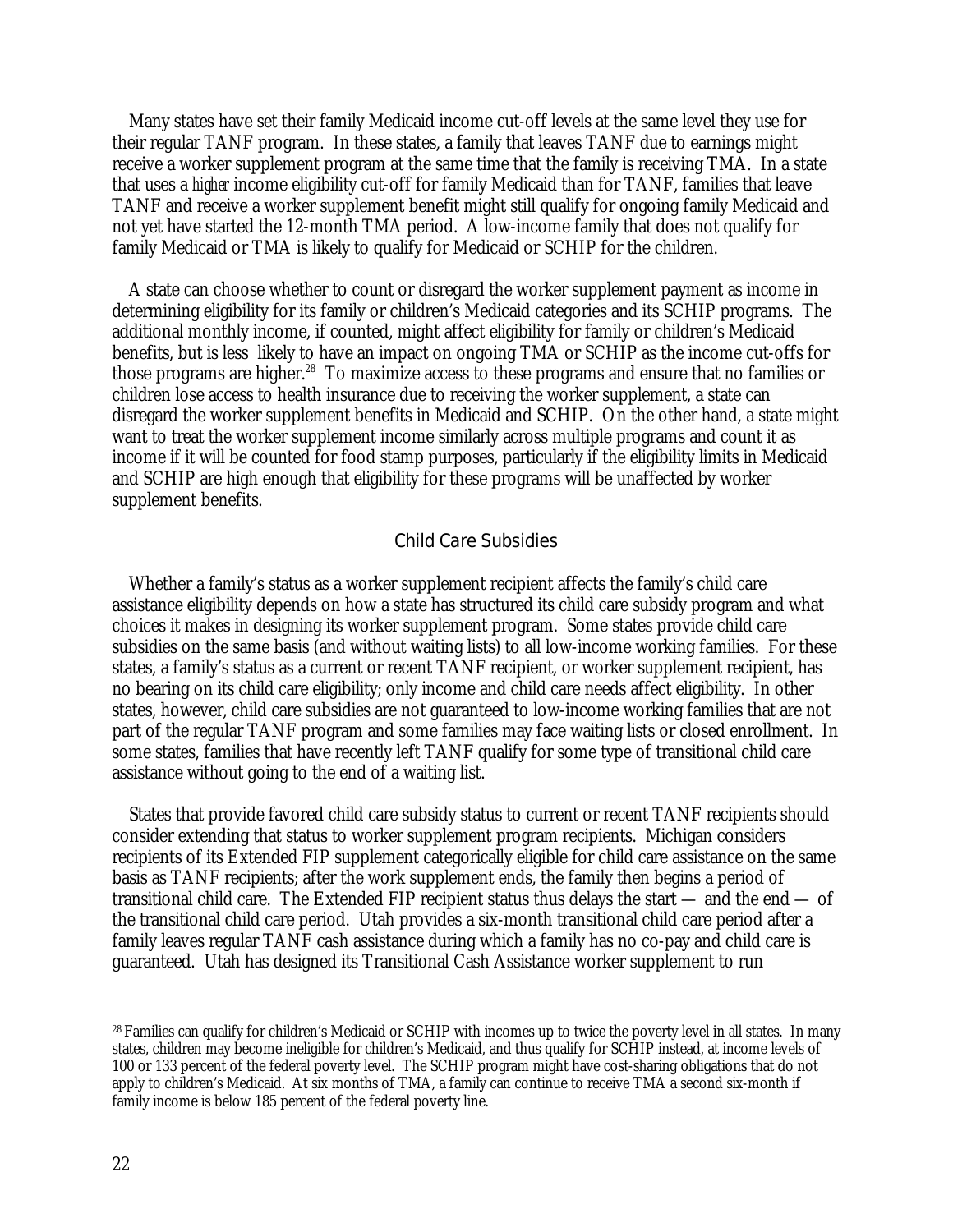Many states have set their family Medicaid income cut-off levels at the same level they use for their regular TANF program. In these states, a family that leaves TANF due to earnings might receive a worker supplement program at the same time that the family is receiving TMA. In a state that uses a *higher* income eligibility cut-off for family Medicaid than for TANF, families that leave TANF and receive a worker supplement benefit might still qualify for ongoing family Medicaid and not yet have started the 12-month TMA period. A low-income family that does not qualify for family Medicaid or TMA is likely to qualify for Medicaid or SCHIP for the children.

A state can choose whether to count or disregard the worker supplement payment as income in determining eligibility for its family or children's Medicaid categories and its SCHIP programs. The additional monthly income, if counted, might affect eligibility for family or children's Medicaid benefits, but is less likely to have an impact on ongoing TMA or SCHIP as the income cut-offs for those programs are higher.[28] To maximize access to these programs and ensure that no families or children lose access to health insurance due to receiving the worker supplement, a state can disregard the worker supplement benefits in Medicaid and SCHIP. On the other hand, a state might want to treat the worker supplement income similarly across multiple programs and count it as income if it will be counted for food stamp purposes, particularly if the eligibility limits in Medicaid and SCHIP are high enough that eligibility for these programs will be unaffected by worker supplement benefits.

### Child Care Subsidies

Whether a family's status as a worker supplement recipient affects the family's child care assistance eligibility depends on how a state has structured its child care subsidy program and what choices it makes in designing its worker supplement program. Some states provide child care subsidies on the same basis (and without waiting lists) to all low-income working families. For these states, a family's status as a current or recent TANF recipient, or worker supplement recipient, has no bearing on its child care eligibility; only income and child care needs affect eligibility. In other states, however, child care subsidies are not guaranteed to low-income working families that are not part of the regular TANF program and some families may face waiting lists or closed enrollment. In some states, families that have recently left TANF qualify for some type of transitional child care assistance without going to the end of a waiting list.

States that provide favored child care subsidy status to current or recent TANF recipients should consider extending that status to worker supplement program recipients. Michigan considers recipients of its Extended FIP supplement categorically eligible for child care assistance on the same basis as TANF recipients; after the work supplement ends, the family then begins a period of transitional child care. The Extended FIP recipient status thus delays the start — and the end — of the transitional child care period. Utah provides a six-month transitional child care period after a family leaves regular TANF cash assistance during which a family has no co-pay and child care is guaranteed. Utah has designed its Transitional Cash Assistance worker supplement to run

---

[28] Families can qualify for children's Medicaid or SCHIP with incomes up to twice the poverty level in all states. In many states, children may become ineligible for children's Medicaid, and thus qualify for SCHIP instead, at income levels of 100 or 133 percent of the federal poverty level. The SCHIP program might have cost-sharing obligations that do not apply to children's Medicaid. At six months of TMA, a family can continue to receive TMA a second six-month if family income is below 185 percent of the federal poverty line.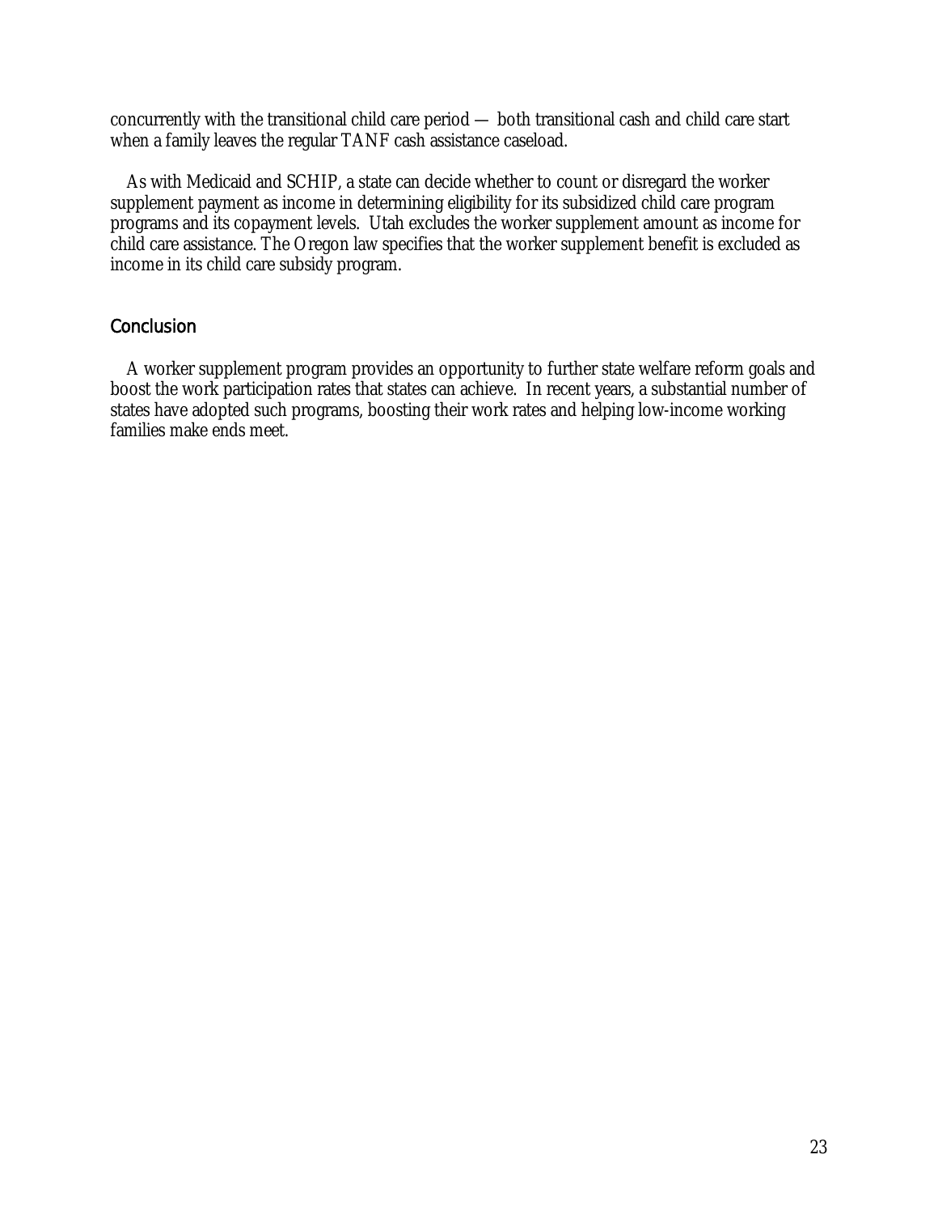concurrently with the transitional child care period — both transitional cash and child care start when a family leaves the regular TANF cash assistance caseload.

As with Medicaid and SCHIP, a state can decide whether to count or disregard the worker supplement payment as income in determining eligibility for its subsidized child care program programs and its copayment levels. Utah excludes the worker supplement amount as income for child care assistance. The Oregon law specifies that the worker supplement benefit is excluded as income in its child care subsidy program.

## Conclusion

A worker supplement program provides an opportunity to further state welfare reform goals and boost the work participation rates that states can achieve. In recent years, a substantial number of states have adopted such programs, boosting their work rates and helping low-income working families make ends meet.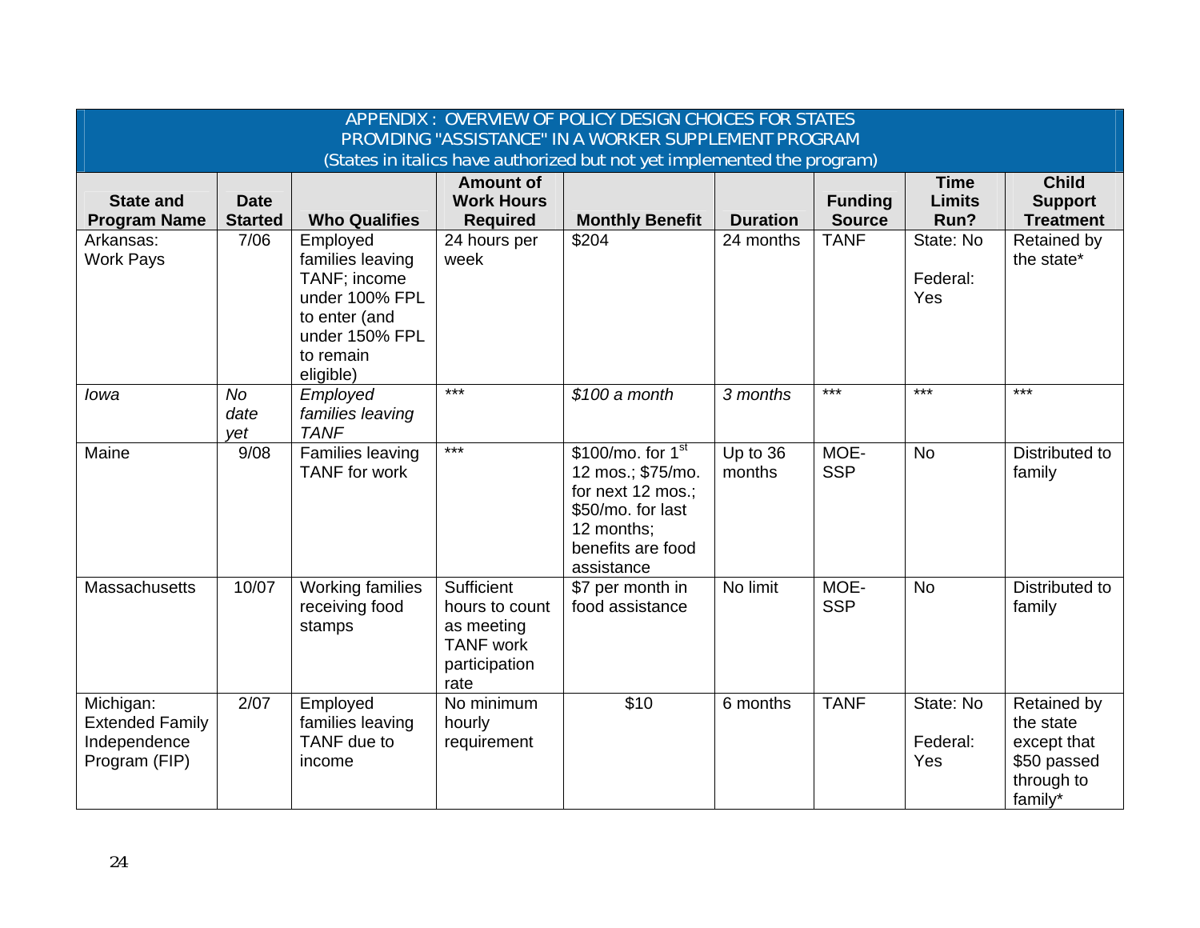**APPENDIX: OVERVIEW OF POLICY DESIGN CHOICES FOR STATES PROVIDING "ASSISTANCE" IN A WORKER SUPPLEMENT PROGRAM**
**(States in italics have authorized but not yet implemented the program)**

| State and Program Name | Date Started | Who Qualifies | Amount of Work Hours Required | Monthly Benefit | Duration | Funding Source | Time Limits Run? | Child Support Treatment |
|---|---|---|---|---|---|---|---|---|
| Arkansas: Work Pays | 7/06 | Employed families leaving TANF; income under 100% FPL to enter (and under 150% FPL to remain eligible) | 24 hours per week | $204 | 24 months | TANF | State: No<br><br>Federal: Yes | Retained by the state* |
| *Iowa* | *No date yet* | *Employed families leaving TANF* | *** | *$100 a month* | *3 months* | *** | *** | *** |
| Maine | 9/08 | Families leaving TANF for work | *** | $100/mo. for 1st 12 mos.; $75/mo. for next 12 mos.; $50/mo. for last 12 months; benefits are food assistance | Up to 36 months | MOE-SSP | No | Distributed to family |
| Massachusetts | 10/07 | Working families receiving food stamps | Sufficient hours to count as meeting TANF work participation rate | $7 per month in food assistance | No limit | MOE-SSP | No | Distributed to family |
| Michigan: Extended Family Independence Program (FIP) | 2/07 | Employed families leaving TANF due to income | No minimum hourly requirement | $10 | 6 months | TANF | State: No<br><br>Federal: Yes | Retained by the state except that $50 passed through to family* |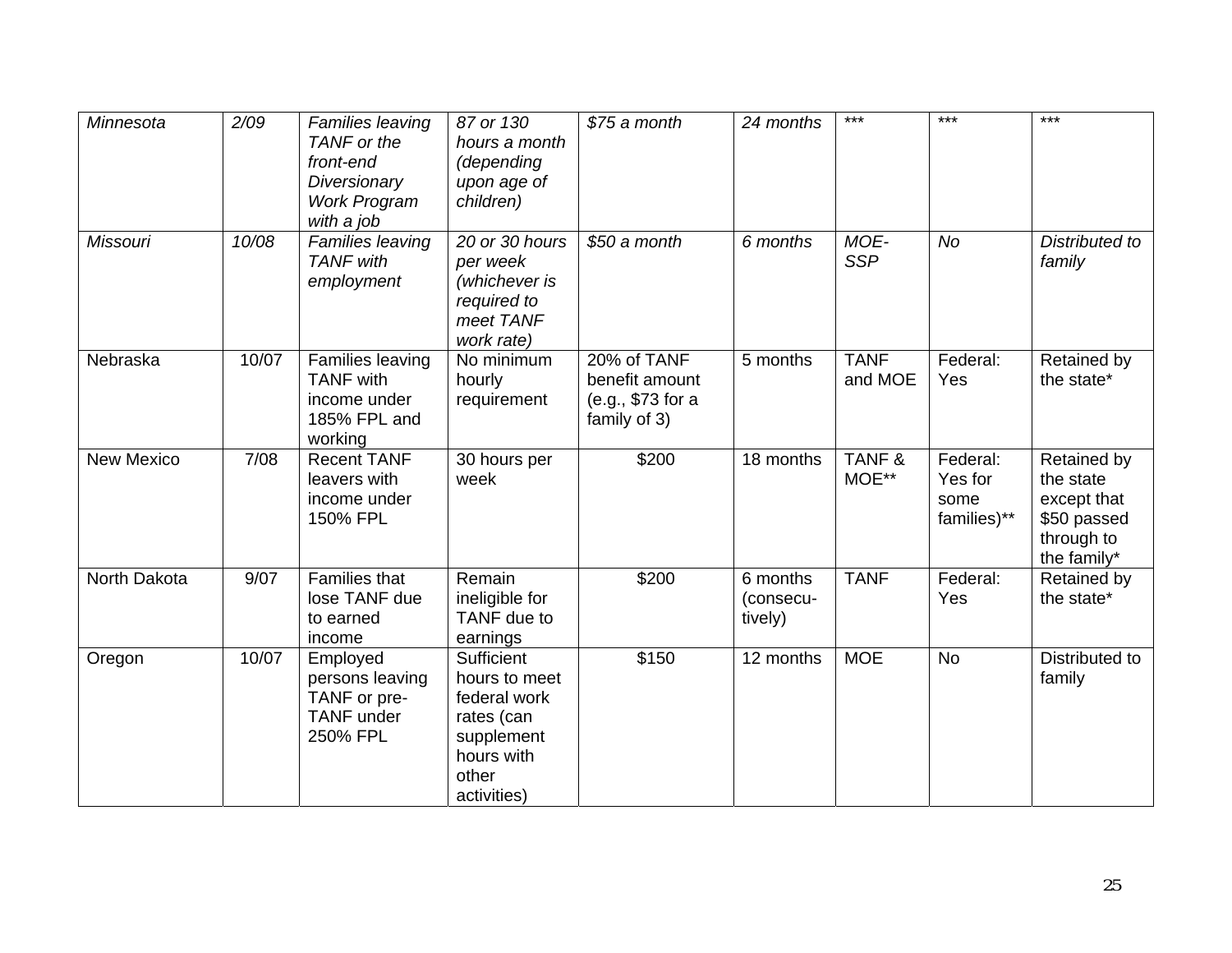| *Minnesota* | *2/09* | *Families leaving TANF or the front-end Diversionary Work Program with a job* | *87 or 130 hours a month (depending upon age of children)* | *$75 a month* | *24 months* | *** | *** | *** |
|---|---|---|---|---|---|---|---|---|
| *Missouri* | *10/08* | *Families leaving TANF with employment* | *20 or 30 hours per week (whichever is required to meet TANF work rate)* | *$50 a month* | *6 months* | *MOE-SSP* | *No* | *Distributed to family* |
| Nebraska | 10/07 | Families leaving TANF with income under 185% FPL and working | No minimum hourly requirement | 20% of TANF benefit amount (e.g., $73 for a family of 3) | 5 months | TANF and MOE | Federal: Yes | Retained by the state* |
| New Mexico | 7/08 | Recent TANF leavers with income under 150% FPL | 30 hours per week | $200 | 18 months | TANF & MOE** | Federal: Yes for some families)** | Retained by the state except that $50 passed through to the family* |
| North Dakota | 9/07 | Families that lose TANF due to earned income | Remain ineligible for TANF due to earnings | $200 | 6 months (consecutively) | TANF | Federal: Yes | Retained by the state* |
| Oregon | 10/07 | Employed persons leaving TANF or pre-TANF under 250% FPL | Sufficient hours to meet federal work rates (can supplement hours with other activities) | $150 | 12 months | MOE | No | Distributed to family |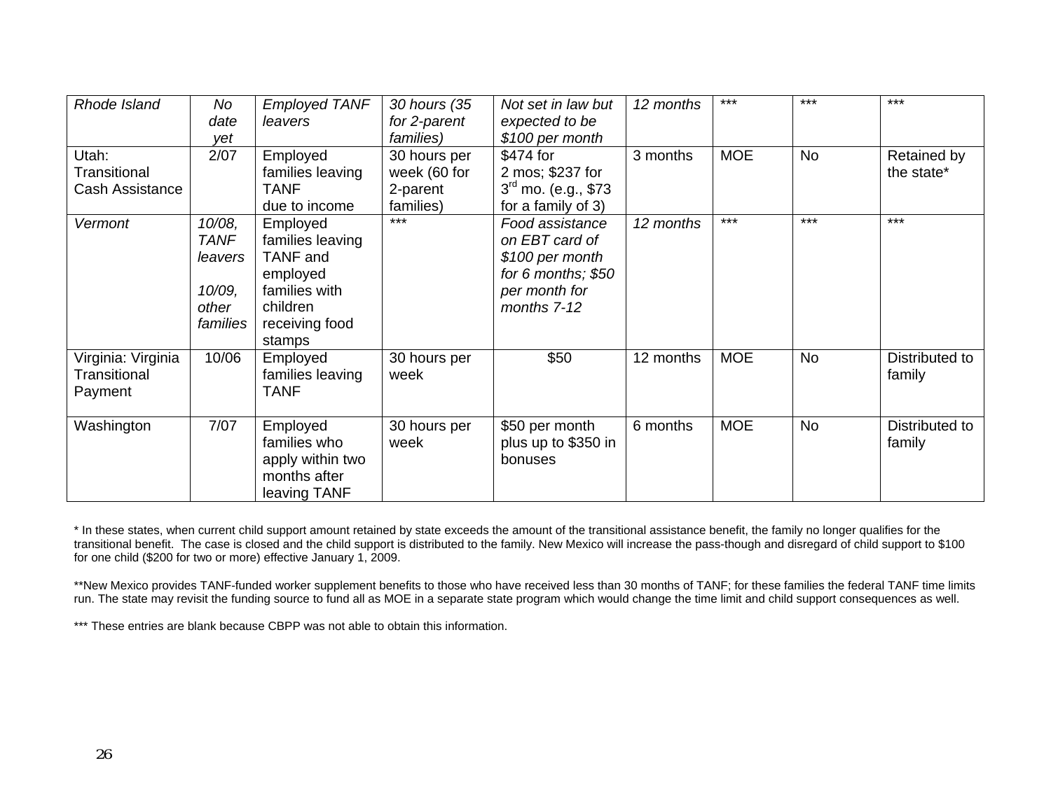| | | | | | | | | |
|---|---|---|---|---|---|---|---|---|
| *Rhode Island* | *No date yet* | *Employed TANF leavers* | *30 hours (35 for 2-parent families)* | *Not set in law but expected to be $100 per month* | *12 months* | *** | *** | *** |
| Utah: Transitional Cash Assistance | 2/07 | Employed families leaving TANF due to income | 30 hours per week (60 for 2-parent families) | $474 for 2 mos; $237 for 3rd mo. (e.g., $73 for a family of 3) | 3 months | MOE | No | Retained by the state* |
| *Vermont* | *10/08, TANF leavers* *10/09, other families* | Employed families leaving TANF and employed families with children receiving food stamps | *** | *Food assistance on EBT card of $100 per month for 6 months; $50 per month for months 7-12* | *12 months* | *** | *** | *** |
| Virginia: Virginia Transitional Payment | 10/06 | Employed families leaving TANF | 30 hours per week | $50 | 12 months | MOE | No | Distributed to family |
| Washington | 7/07 | Employed families who apply within two months after leaving TANF | 30 hours per week | $50 per month plus up to $350 in bonuses | 6 months | MOE | No | Distributed to family |

* In these states, when current child support amount retained by state exceeds the amount of the transitional assistance benefit, the family no longer qualifies for the transitional benefit. The case is closed and the child support is distributed to the family. New Mexico will increase the pass-though and disregard of child support to $100 for one child ($200 for two or more) effective January 1, 2009.

**New Mexico provides TANF-funded worker supplement benefits to those who have received less than 30 months of TANF; for these families the federal TANF time limits run. The state may revisit the funding source to fund all as MOE in a separate state program which would change the time limit and child support consequences as well.

*** These entries are blank because CBPP was not able to obtain this information.